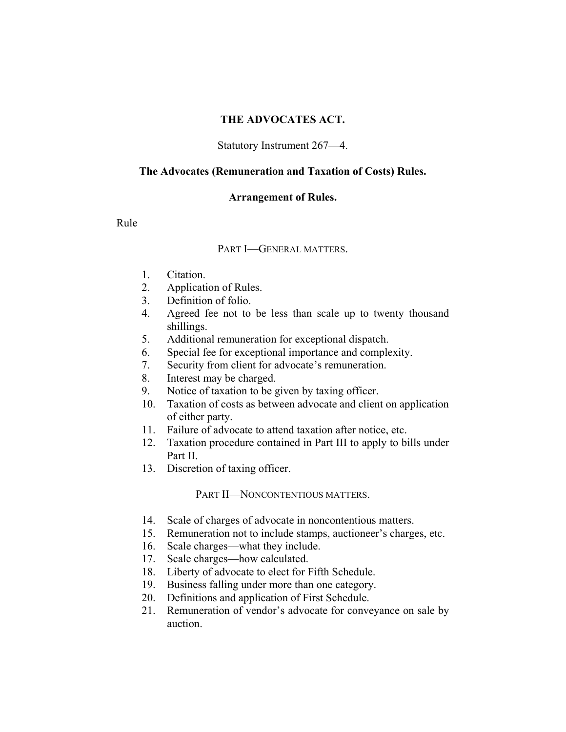# THE ADVOCATES ACT.

Statutory Instrument 267—4.

## The Advocates (Remuneration and Taxation of Costs) Rules.

### Arrangement of Rules.

Rule

PART I—GENERAL MATTERS.

1. Citation.
2. Application of Rules.
3. Definition of folio.
4. Agreed fee not to be less than scale up to twenty thousand shillings.
5. Additional remuneration for exceptional dispatch.
6. Special fee for exceptional importance and complexity.
7. Security from client for advocate's remuneration.
8. Interest may be charged.
9. Notice of taxation to be given by taxing officer.
10. Taxation of costs as between advocate and client on application of either party.
11. Failure of advocate to attend taxation after notice, etc.
12. Taxation procedure contained in Part III to apply to bills under Part II.
13. Discretion of taxing officer.

PART II—NONCONTENTIOUS MATTERS.

14. Scale of charges of advocate in noncontentious matters.
15. Remuneration not to include stamps, auctioneer's charges, etc.
16. Scale charges—what they include.
17. Scale charges—how calculated.
18. Liberty of advocate to elect for Fifth Schedule.
19. Business falling under more than one category.
20. Definitions and application of First Schedule.
21. Remuneration of vendor's advocate for conveyance on sale by auction.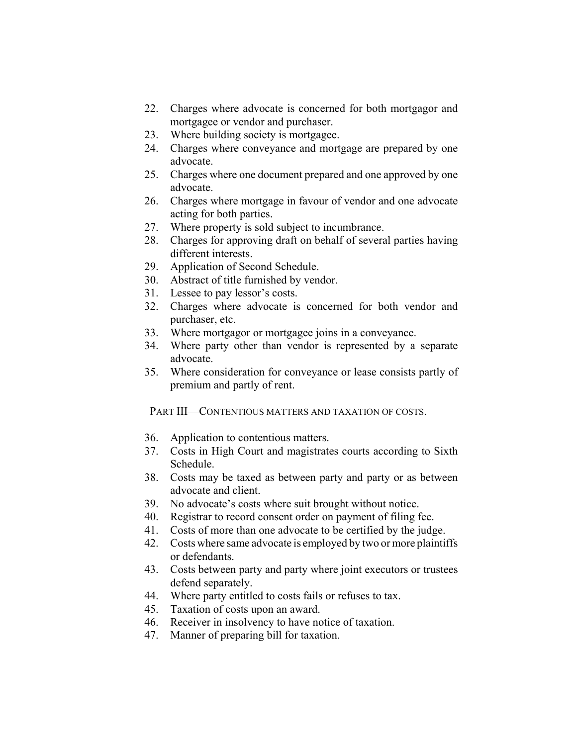22. Charges where advocate is concerned for both mortgagor and mortgagee or vendor and purchaser.
23. Where building society is mortgagee.
24. Charges where conveyance and mortgage are prepared by one advocate.
25. Charges where one document prepared and one approved by one advocate.
26. Charges where mortgage in favour of vendor and one advocate acting for both parties.
27. Where property is sold subject to incumbrance.
28. Charges for approving draft on behalf of several parties having different interests.
29. Application of Second Schedule.
30. Abstract of title furnished by vendor.
31. Lessee to pay lessor's costs.
32. Charges where advocate is concerned for both vendor and purchaser, etc.
33. Where mortgagor or mortgagee joins in a conveyance.
34. Where party other than vendor is represented by a separate advocate.
35. Where consideration for conveyance or lease consists partly of premium and partly of rent.

PART III—CONTENTIOUS MATTERS AND TAXATION OF COSTS.

36. Application to contentious matters.
37. Costs in High Court and magistrates courts according to Sixth Schedule.
38. Costs may be taxed as between party and party or as between advocate and client.
39. No advocate's costs where suit brought without notice.
40. Registrar to record consent order on payment of filing fee.
41. Costs of more than one advocate to be certified by the judge.
42. Costs where same advocate is employed by two or more plaintiffs or defendants.
43. Costs between party and party where joint executors or trustees defend separately.
44. Where party entitled to costs fails or refuses to tax.
45. Taxation of costs upon an award.
46. Receiver in insolvency to have notice of taxation.
47. Manner of preparing bill for taxation.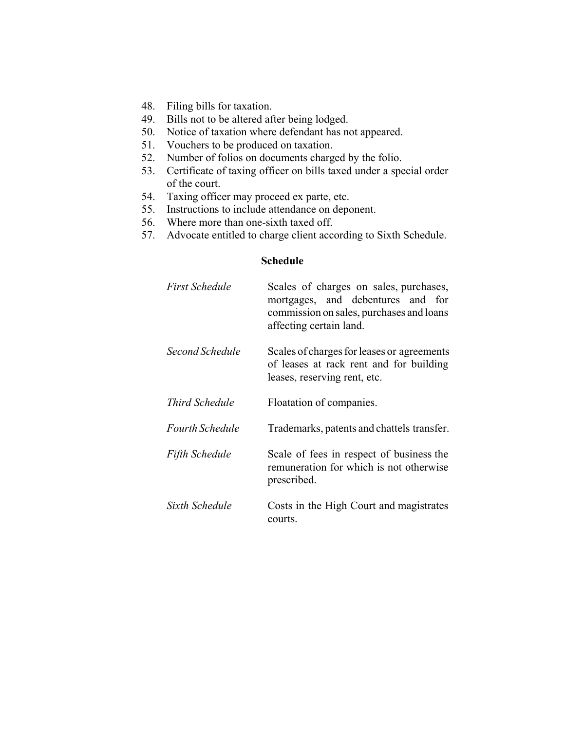48. Filing bills for taxation.
49. Bills not to be altered after being lodged.
50. Notice of taxation where defendant has not appeared.
51. Vouchers to be produced on taxation.
52. Number of folios on documents charged by the folio.
53. Certificate of taxing officer on bills taxed under a special order of the court.
54. Taxing officer may proceed ex parte, etc.
55. Instructions to include attendance on deponent.
56. Where more than one-sixth taxed off.
57. Advocate entitled to charge client according to Sixth Schedule.

**Schedule**

| | |
|---|---|
| *First Schedule* | Scales of charges on sales, purchases, mortgages, and debentures and for commission on sales, purchases and loans affecting certain land. |
| *Second Schedule* | Scales of charges for leases or agreements of leases at rack rent and for building leases, reserving rent, etc. |
| *Third Schedule* | Floatation of companies. |
| *Fourth Schedule* | Trademarks, patents and chattels transfer. |
| *Fifth Schedule* | Scale of fees in respect of business the remuneration for which is not otherwise prescribed. |
| *Sixth Schedule* | Costs in the High Court and magistrates courts. |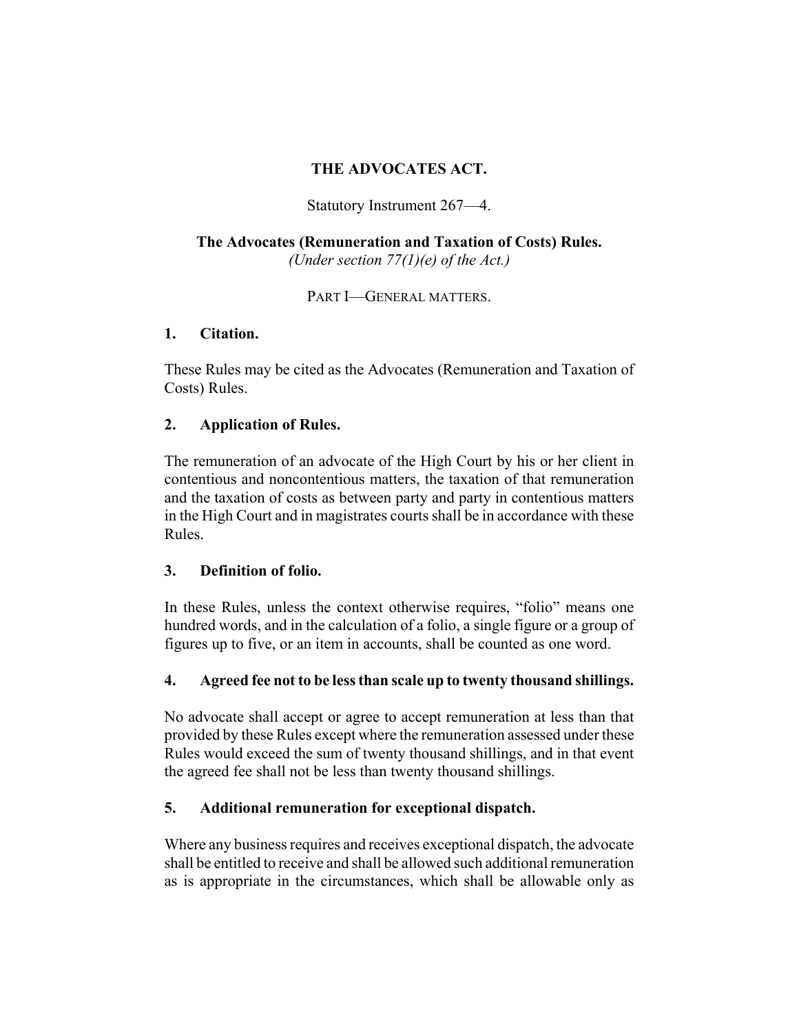# THE ADVOCATES ACT.

Statutory Instrument 267—4.

## The Advocates (Remuneration and Taxation of Costs) Rules.

*(Under section 77(1)(e) of the Act.)*

PART I—GENERAL MATTERS.

### 1. Citation.

These Rules may be cited as the Advocates (Remuneration and Taxation of Costs) Rules.

### 2. Application of Rules.

The remuneration of an advocate of the High Court by his or her client in contentious and noncontentious matters, the taxation of that remuneration and the taxation of costs as between party and party in contentious matters in the High Court and in magistrates courts shall be in accordance with these Rules.

### 3. Definition of folio.

In these Rules, unless the context otherwise requires, "folio" means one hundred words, and in the calculation of a folio, a single figure or a group of figures up to five, or an item in accounts, shall be counted as one word.

### 4. Agreed fee not to be less than scale up to twenty thousand shillings.

No advocate shall accept or agree to accept remuneration at less than that provided by these Rules except where the remuneration assessed under these Rules would exceed the sum of twenty thousand shillings, and in that event the agreed fee shall not be less than twenty thousand shillings.

### 5. Additional remuneration for exceptional dispatch.

Where any business requires and receives exceptional dispatch, the advocate shall be entitled to receive and shall be allowed such additional remuneration as is appropriate in the circumstances, which shall be allowable only as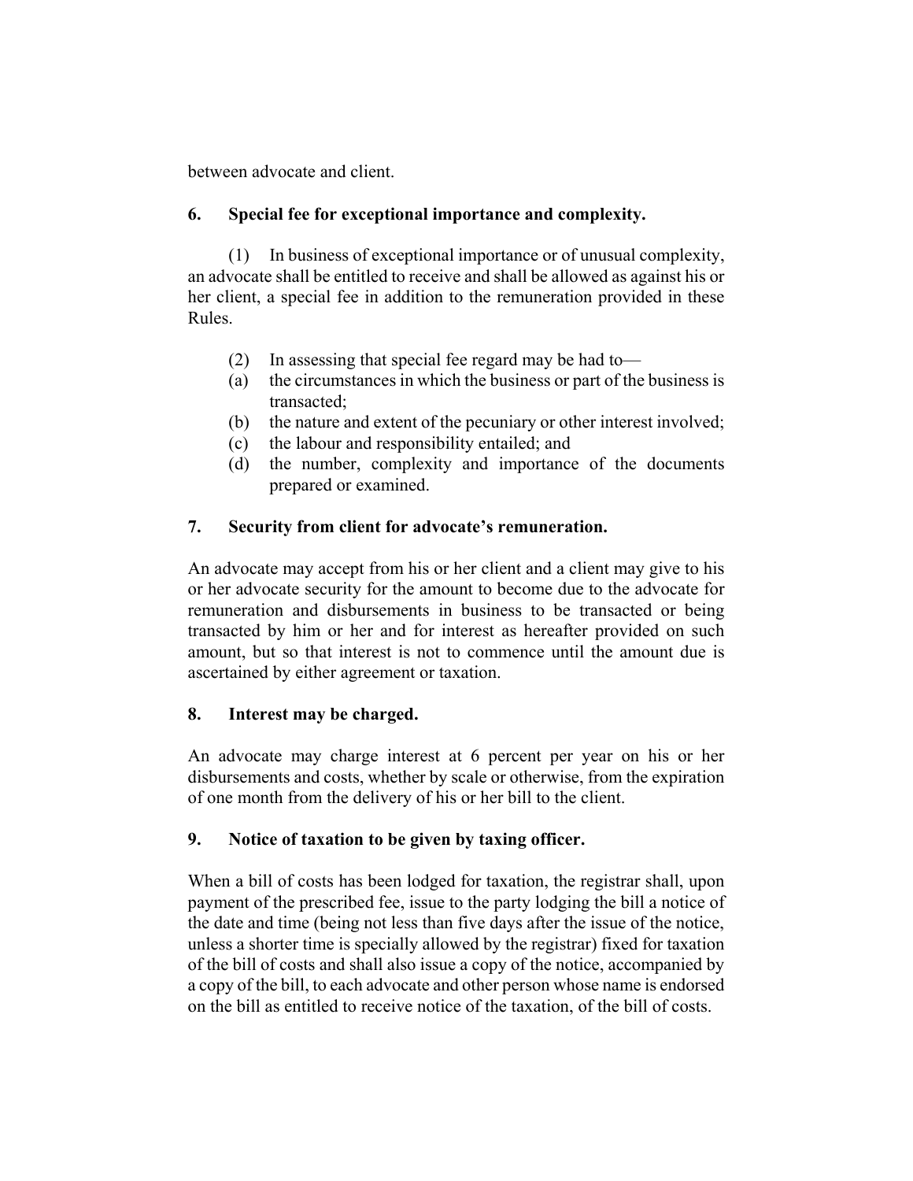between advocate and client.

### 6. Special fee for exceptional importance and complexity.

(1) In business of exceptional importance or of unusual complexity, an advocate shall be entitled to receive and shall be allowed as against his or her client, a special fee in addition to the remuneration provided in these Rules.

(2) In assessing that special fee regard may be had to—

(a) the circumstances in which the business or part of the business is transacted;

(b) the nature and extent of the pecuniary or other interest involved;

(c) the labour and responsibility entailed; and

(d) the number, complexity and importance of the documents prepared or examined.

### 7. Security from client for advocate's remuneration.

An advocate may accept from his or her client and a client may give to his or her advocate security for the amount to become due to the advocate for remuneration and disbursements in business to be transacted or being transacted by him or her and for interest as hereafter provided on such amount, but so that interest is not to commence until the amount due is ascertained by either agreement or taxation.

### 8. Interest may be charged.

An advocate may charge interest at 6 percent per year on his or her disbursements and costs, whether by scale or otherwise, from the expiration of one month from the delivery of his or her bill to the client.

### 9. Notice of taxation to be given by taxing officer.

When a bill of costs has been lodged for taxation, the registrar shall, upon payment of the prescribed fee, issue to the party lodging the bill a notice of the date and time (being not less than five days after the issue of the notice, unless a shorter time is specially allowed by the registrar) fixed for taxation of the bill of costs and shall also issue a copy of the notice, accompanied by a copy of the bill, to each advocate and other person whose name is endorsed on the bill as entitled to receive notice of the taxation, of the bill of costs.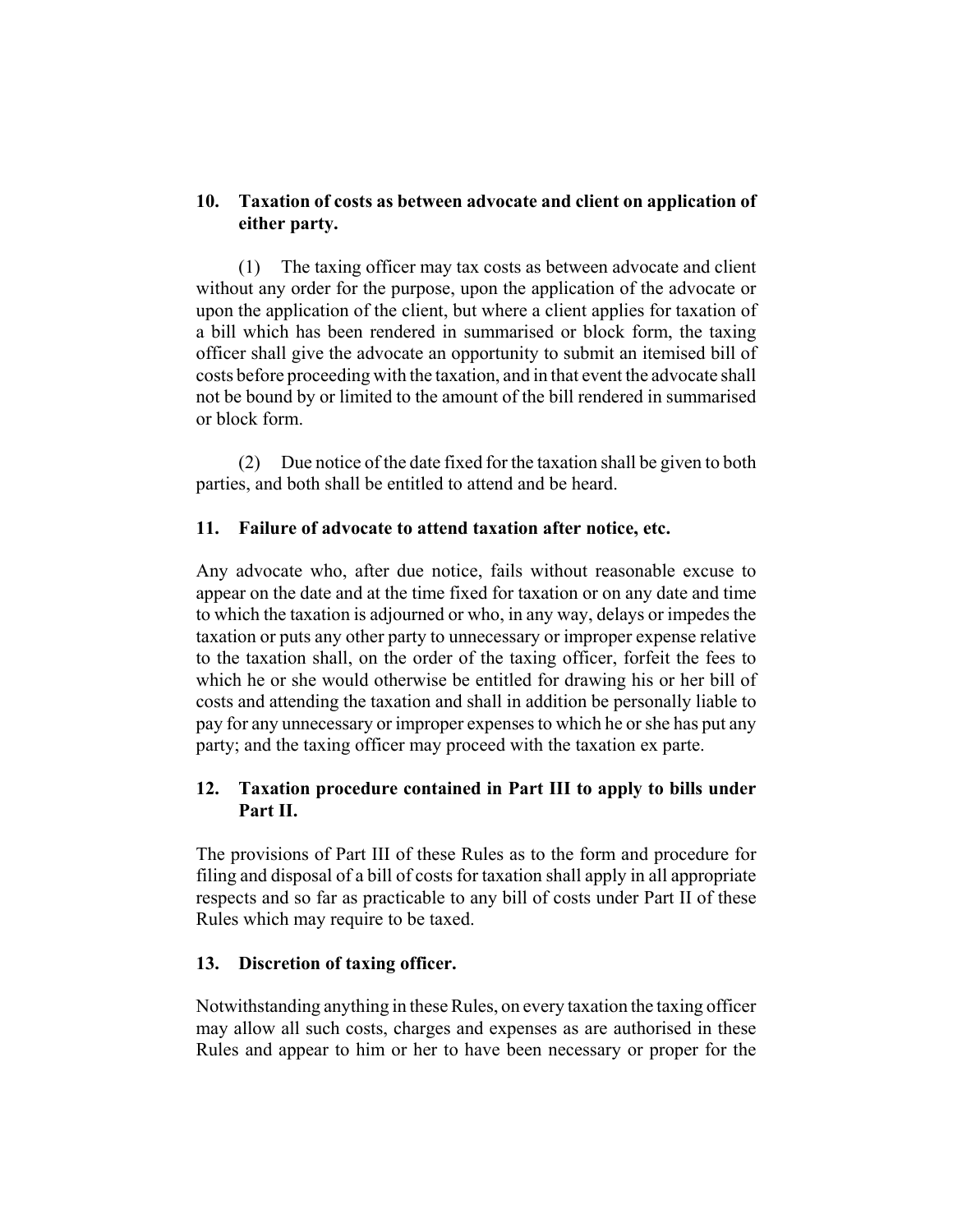### 10. Taxation of costs as between advocate and client on application of either party.

(1) The taxing officer may tax costs as between advocate and client without any order for the purpose, upon the application of the advocate or upon the application of the client, but where a client applies for taxation of a bill which has been rendered in summarised or block form, the taxing officer shall give the advocate an opportunity to submit an itemised bill of costs before proceeding with the taxation, and in that event the advocate shall not be bound by or limited to the amount of the bill rendered in summarised or block form.

(2) Due notice of the date fixed for the taxation shall be given to both parties, and both shall be entitled to attend and be heard.

### 11. Failure of advocate to attend taxation after notice, etc.

Any advocate who, after due notice, fails without reasonable excuse to appear on the date and at the time fixed for taxation or on any date and time to which the taxation is adjourned or who, in any way, delays or impedes the taxation or puts any other party to unnecessary or improper expense relative to the taxation shall, on the order of the taxing officer, forfeit the fees to which he or she would otherwise be entitled for drawing his or her bill of costs and attending the taxation and shall in addition be personally liable to pay for any unnecessary or improper expenses to which he or she has put any party; and the taxing officer may proceed with the taxation ex parte.

### 12. Taxation procedure contained in Part III to apply to bills under Part II.

The provisions of Part III of these Rules as to the form and procedure for filing and disposal of a bill of costs for taxation shall apply in all appropriate respects and so far as practicable to any bill of costs under Part II of these Rules which may require to be taxed.

### 13. Discretion of taxing officer.

Notwithstanding anything in these Rules, on every taxation the taxing officer may allow all such costs, charges and expenses as are authorised in these Rules and appear to him or her to have been necessary or proper for the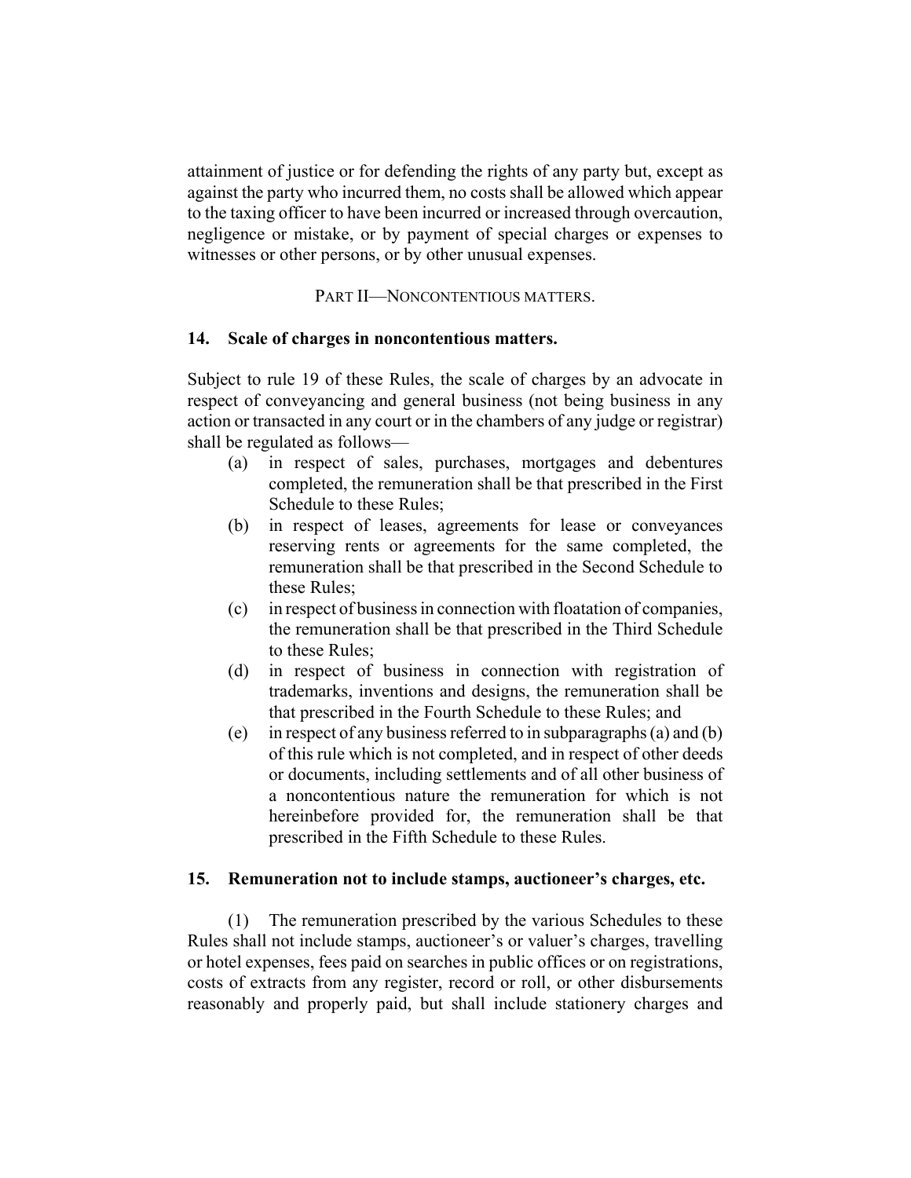attainment of justice or for defending the rights of any party but, except as against the party who incurred them, no costs shall be allowed which appear to the taxing officer to have been incurred or increased through overcaution, negligence or mistake, or by payment of special charges or expenses to witnesses or other persons, or by other unusual expenses.

PART II—NONCONTENTIOUS MATTERS.

### 14. Scale of charges in noncontentious matters.

Subject to rule 19 of these Rules, the scale of charges by an advocate in respect of conveyancing and general business (not being business in any action or transacted in any court or in the chambers of any judge or registrar) shall be regulated as follows—

- (a) in respect of sales, purchases, mortgages and debentures completed, the remuneration shall be that prescribed in the First Schedule to these Rules;
- (b) in respect of leases, agreements for lease or conveyances reserving rents or agreements for the same completed, the remuneration shall be that prescribed in the Second Schedule to these Rules;
- (c) in respect of business in connection with floatation of companies, the remuneration shall be that prescribed in the Third Schedule to these Rules;
- (d) in respect of business in connection with registration of trademarks, inventions and designs, the remuneration shall be that prescribed in the Fourth Schedule to these Rules; and
- (e) in respect of any business referred to in subparagraphs (a) and (b) of this rule which is not completed, and in respect of other deeds or documents, including settlements and of all other business of a noncontentious nature the remuneration for which is not hereinbefore provided for, the remuneration shall be that prescribed in the Fifth Schedule to these Rules.

### 15. Remuneration not to include stamps, auctioneer's charges, etc.

(1) The remuneration prescribed by the various Schedules to these Rules shall not include stamps, auctioneer's or valuer's charges, travelling or hotel expenses, fees paid on searches in public offices or on registrations, costs of extracts from any register, record or roll, or other disbursements reasonably and properly paid, but shall include stationery charges and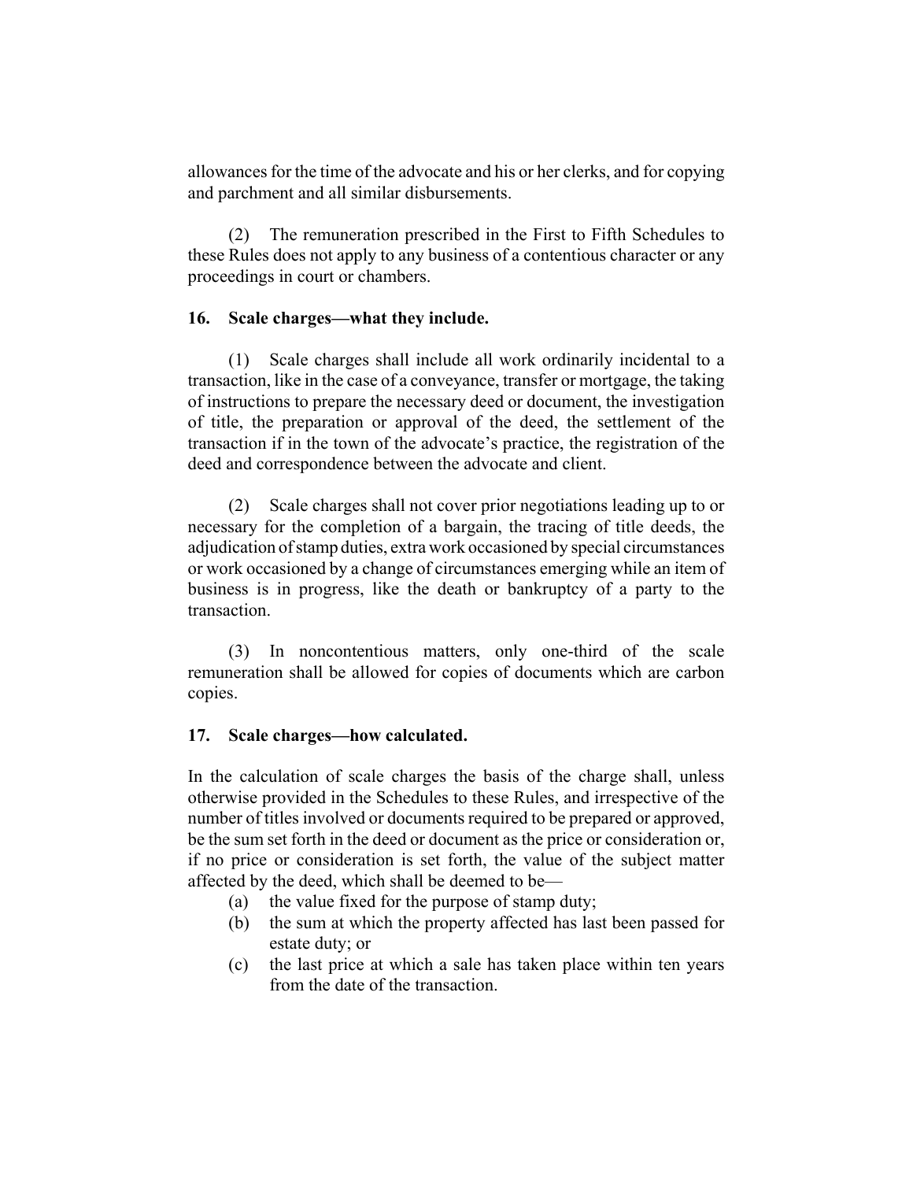allowances for the time of the advocate and his or her clerks, and for copying and parchment and all similar disbursements.

(2) The remuneration prescribed in the First to Fifth Schedules to these Rules does not apply to any business of a contentious character or any proceedings in court or chambers.

### 16. Scale charges—what they include.

(1) Scale charges shall include all work ordinarily incidental to a transaction, like in the case of a conveyance, transfer or mortgage, the taking of instructions to prepare the necessary deed or document, the investigation of title, the preparation or approval of the deed, the settlement of the transaction if in the town of the advocate's practice, the registration of the deed and correspondence between the advocate and client.

(2) Scale charges shall not cover prior negotiations leading up to or necessary for the completion of a bargain, the tracing of title deeds, the adjudication of stamp duties, extra work occasioned by special circumstances or work occasioned by a change of circumstances emerging while an item of business is in progress, like the death or bankruptcy of a party to the transaction.

(3) In noncontentious matters, only one-third of the scale remuneration shall be allowed for copies of documents which are carbon copies.

### 17. Scale charges—how calculated.

In the calculation of scale charges the basis of the charge shall, unless otherwise provided in the Schedules to these Rules, and irrespective of the number of titles involved or documents required to be prepared or approved, be the sum set forth in the deed or document as the price or consideration or, if no price or consideration is set forth, the value of the subject matter affected by the deed, which shall be deemed to be—

- (a) the value fixed for the purpose of stamp duty;
- (b) the sum at which the property affected has last been passed for estate duty; or
- (c) the last price at which a sale has taken place within ten years from the date of the transaction.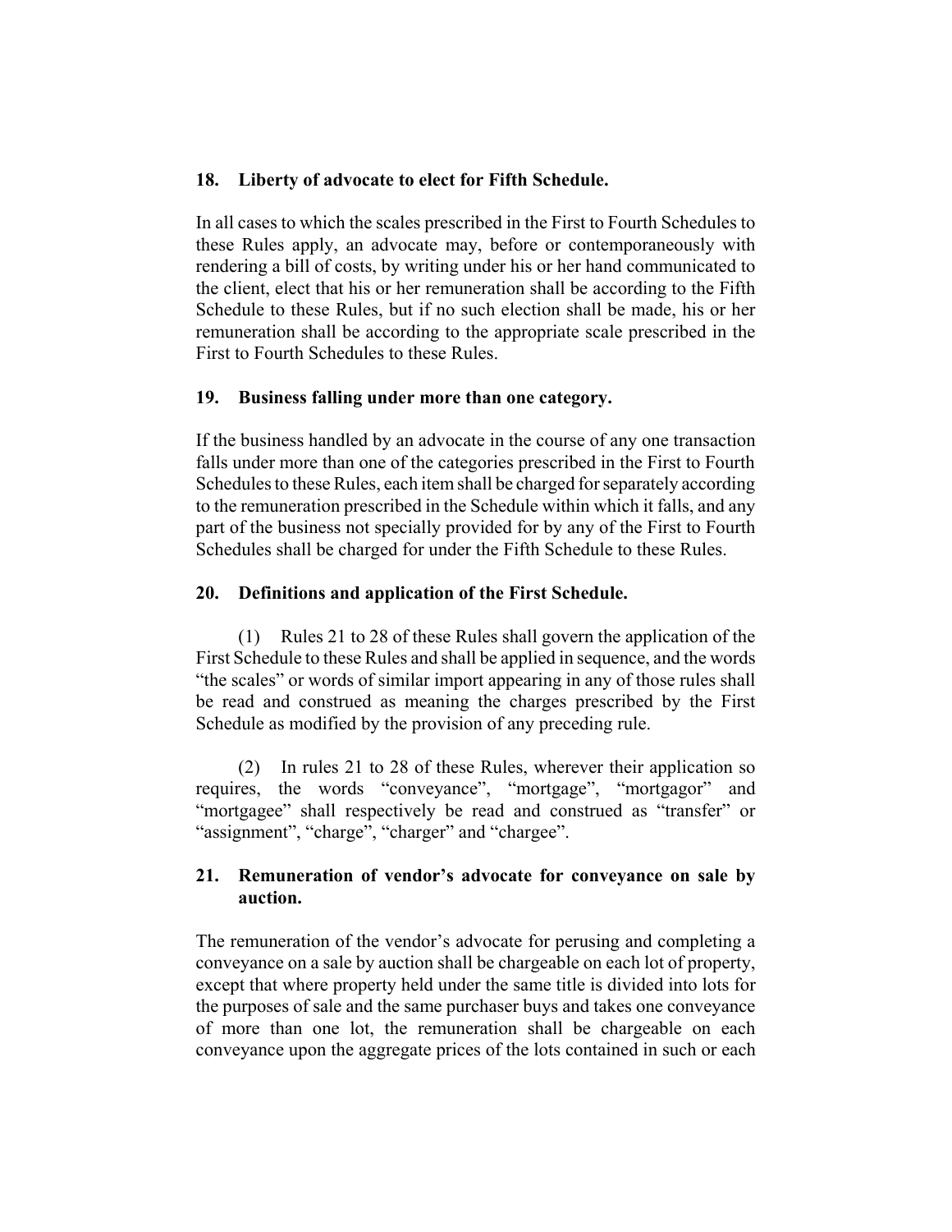### 18. Liberty of advocate to elect for Fifth Schedule.

In all cases to which the scales prescribed in the First to Fourth Schedules to these Rules apply, an advocate may, before or contemporaneously with rendering a bill of costs, by writing under his or her hand communicated to the client, elect that his or her remuneration shall be according to the Fifth Schedule to these Rules, but if no such election shall be made, his or her remuneration shall be according to the appropriate scale prescribed in the First to Fourth Schedules to these Rules.

### 19. Business falling under more than one category.

If the business handled by an advocate in the course of any one transaction falls under more than one of the categories prescribed in the First to Fourth Schedules to these Rules, each item shall be charged for separately according to the remuneration prescribed in the Schedule within which it falls, and any part of the business not specially provided for by any of the First to Fourth Schedules shall be charged for under the Fifth Schedule to these Rules.

### 20. Definitions and application of the First Schedule.

(1) Rules 21 to 28 of these Rules shall govern the application of the First Schedule to these Rules and shall be applied in sequence, and the words "the scales" or words of similar import appearing in any of those rules shall be read and construed as meaning the charges prescribed by the First Schedule as modified by the provision of any preceding rule.

(2) In rules 21 to 28 of these Rules, wherever their application so requires, the words "conveyance", "mortgage", "mortgagor" and "mortgagee" shall respectively be read and construed as "transfer" or "assignment", "charge", "charger" and "chargee".

### 21. Remuneration of vendor's advocate for conveyance on sale by auction.

The remuneration of the vendor's advocate for perusing and completing a conveyance on a sale by auction shall be chargeable on each lot of property, except that where property held under the same title is divided into lots for the purposes of sale and the same purchaser buys and takes one conveyance of more than one lot, the remuneration shall be chargeable on each conveyance upon the aggregate prices of the lots contained in such or each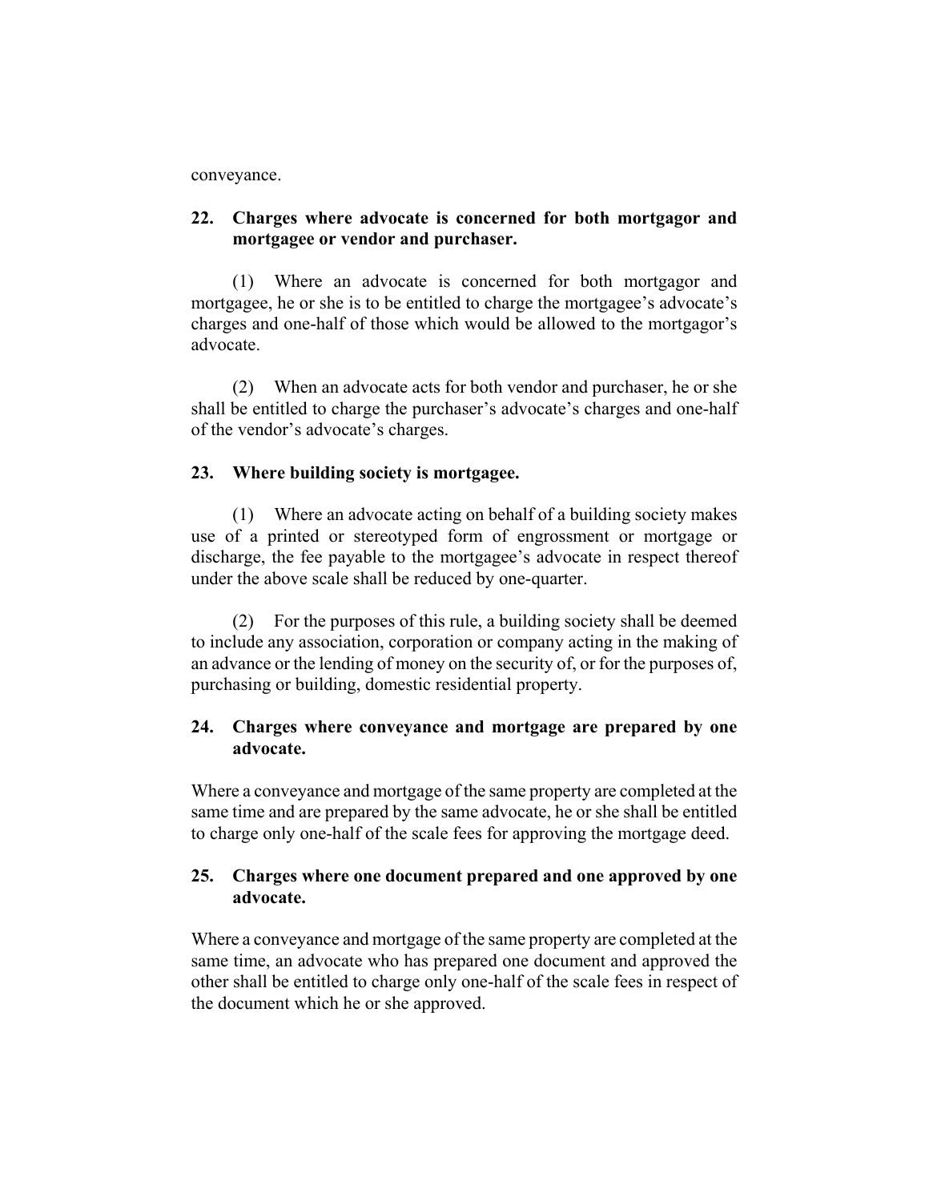conveyance.

## 22. Charges where advocate is concerned for both mortgagor and mortgagee or vendor and purchaser.

(1) Where an advocate is concerned for both mortgagor and mortgagee, he or she is to be entitled to charge the mortgagee's advocate's charges and one-half of those which would be allowed to the mortgagor's advocate.

(2) When an advocate acts for both vendor and purchaser, he or she shall be entitled to charge the purchaser's advocate's charges and one-half of the vendor's advocate's charges.

## 23. Where building society is mortgagee.

(1) Where an advocate acting on behalf of a building society makes use of a printed or stereotyped form of engrossment or mortgage or discharge, the fee payable to the mortgagee's advocate in respect thereof under the above scale shall be reduced by one-quarter.

(2) For the purposes of this rule, a building society shall be deemed to include any association, corporation or company acting in the making of an advance or the lending of money on the security of, or for the purposes of, purchasing or building, domestic residential property.

## 24. Charges where conveyance and mortgage are prepared by one advocate.

Where a conveyance and mortgage of the same property are completed at the same time and are prepared by the same advocate, he or she shall be entitled to charge only one-half of the scale fees for approving the mortgage deed.

## 25. Charges where one document prepared and one approved by one advocate.

Where a conveyance and mortgage of the same property are completed at the same time, an advocate who has prepared one document and approved the other shall be entitled to charge only one-half of the scale fees in respect of the document which he or she approved.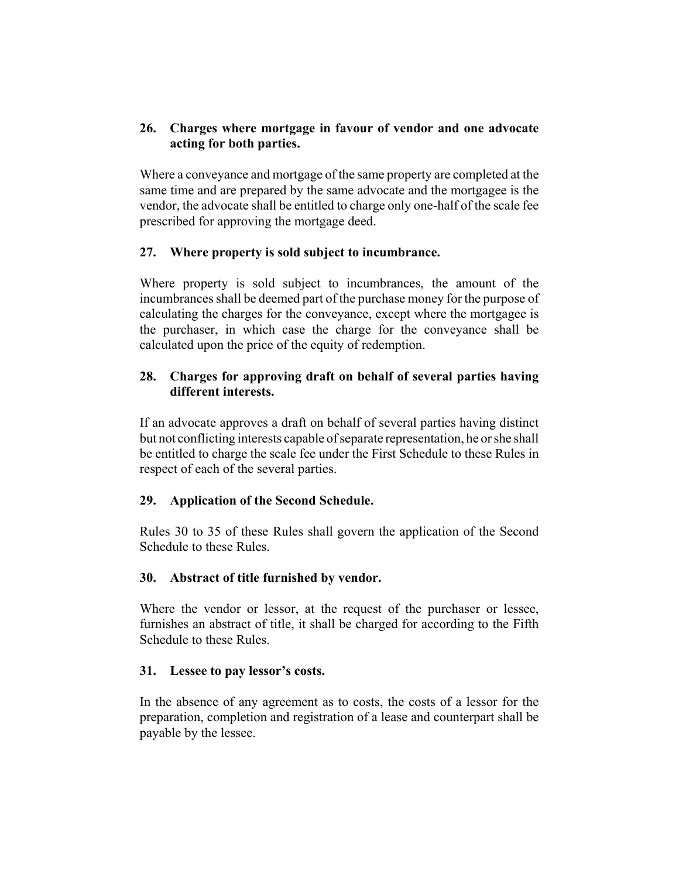### 26. Charges where mortgage in favour of vendor and one advocate acting for both parties.

Where a conveyance and mortgage of the same property are completed at the same time and are prepared by the same advocate and the mortgagee is the vendor, the advocate shall be entitled to charge only one-half of the scale fee prescribed for approving the mortgage deed.

### 27. Where property is sold subject to incumbrance.

Where property is sold subject to incumbrances, the amount of the incumbrances shall be deemed part of the purchase money for the purpose of calculating the charges for the conveyance, except where the mortgagee is the purchaser, in which case the charge for the conveyance shall be calculated upon the price of the equity of redemption.

### 28. Charges for approving draft on behalf of several parties having different interests.

If an advocate approves a draft on behalf of several parties having distinct but not conflicting interests capable of separate representation, he or she shall be entitled to charge the scale fee under the First Schedule to these Rules in respect of each of the several parties.

### 29. Application of the Second Schedule.

Rules 30 to 35 of these Rules shall govern the application of the Second Schedule to these Rules.

### 30. Abstract of title furnished by vendor.

Where the vendor or lessor, at the request of the purchaser or lessee, furnishes an abstract of title, it shall be charged for according to the Fifth Schedule to these Rules.

### 31. Lessee to pay lessor's costs.

In the absence of any agreement as to costs, the costs of a lessor for the preparation, completion and registration of a lease and counterpart shall be payable by the lessee.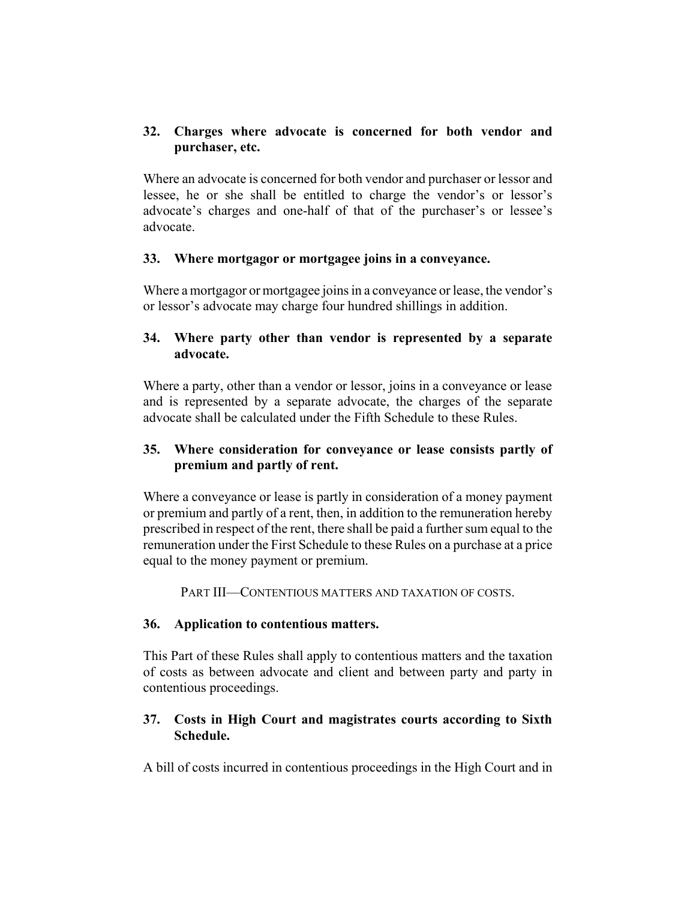**32. Charges where advocate is concerned for both vendor and purchaser, etc.**

Where an advocate is concerned for both vendor and purchaser or lessor and lessee, he or she shall be entitled to charge the vendor's or lessor's advocate's charges and one-half of that of the purchaser's or lessee's advocate.

**33. Where mortgagor or mortgagee joins in a conveyance.**

Where a mortgagor or mortgagee joins in a conveyance or lease, the vendor's or lessor's advocate may charge four hundred shillings in addition.

**34. Where party other than vendor is represented by a separate advocate.**

Where a party, other than a vendor or lessor, joins in a conveyance or lease and is represented by a separate advocate, the charges of the separate advocate shall be calculated under the Fifth Schedule to these Rules.

**35. Where consideration for conveyance or lease consists partly of premium and partly of rent.**

Where a conveyance or lease is partly in consideration of a money payment or premium and partly of a rent, then, in addition to the remuneration hereby prescribed in respect of the rent, there shall be paid a further sum equal to the remuneration under the First Schedule to these Rules on a purchase at a price equal to the money payment or premium.

## PART III—CONTENTIOUS MATTERS AND TAXATION OF COSTS.

**36. Application to contentious matters.**

This Part of these Rules shall apply to contentious matters and the taxation of costs as between advocate and client and between party and party in contentious proceedings.

**37. Costs in High Court and magistrates courts according to Sixth Schedule.**

A bill of costs incurred in contentious proceedings in the High Court and in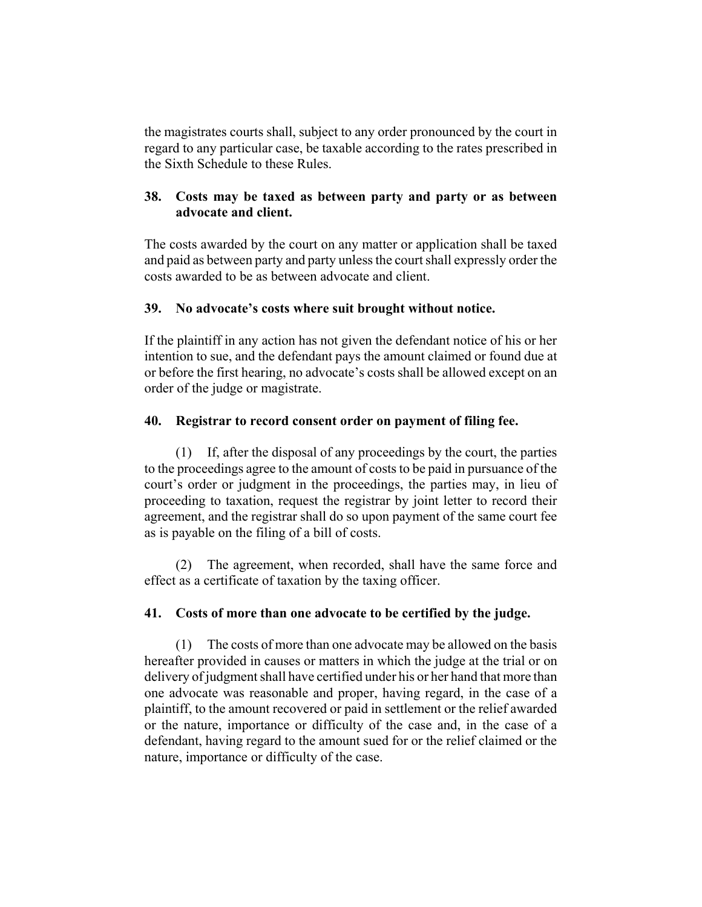the magistrates courts shall, subject to any order pronounced by the court in regard to any particular case, be taxable according to the rates prescribed in the Sixth Schedule to these Rules.

### 38. Costs may be taxed as between party and party or as between advocate and client.

The costs awarded by the court on any matter or application shall be taxed and paid as between party and party unless the court shall expressly order the costs awarded to be as between advocate and client.

### 39. No advocate's costs where suit brought without notice.

If the plaintiff in any action has not given the defendant notice of his or her intention to sue, and the defendant pays the amount claimed or found due at or before the first hearing, no advocate's costs shall be allowed except on an order of the judge or magistrate.

### 40. Registrar to record consent order on payment of filing fee.

(1) If, after the disposal of any proceedings by the court, the parties to the proceedings agree to the amount of costs to be paid in pursuance of the court's order or judgment in the proceedings, the parties may, in lieu of proceeding to taxation, request the registrar by joint letter to record their agreement, and the registrar shall do so upon payment of the same court fee as is payable on the filing of a bill of costs.

(2) The agreement, when recorded, shall have the same force and effect as a certificate of taxation by the taxing officer.

### 41. Costs of more than one advocate to be certified by the judge.

(1) The costs of more than one advocate may be allowed on the basis hereafter provided in causes or matters in which the judge at the trial or on delivery of judgment shall have certified under his or her hand that more than one advocate was reasonable and proper, having regard, in the case of a plaintiff, to the amount recovered or paid in settlement or the relief awarded or the nature, importance or difficulty of the case and, in the case of a defendant, having regard to the amount sued for or the relief claimed or the nature, importance or difficulty of the case.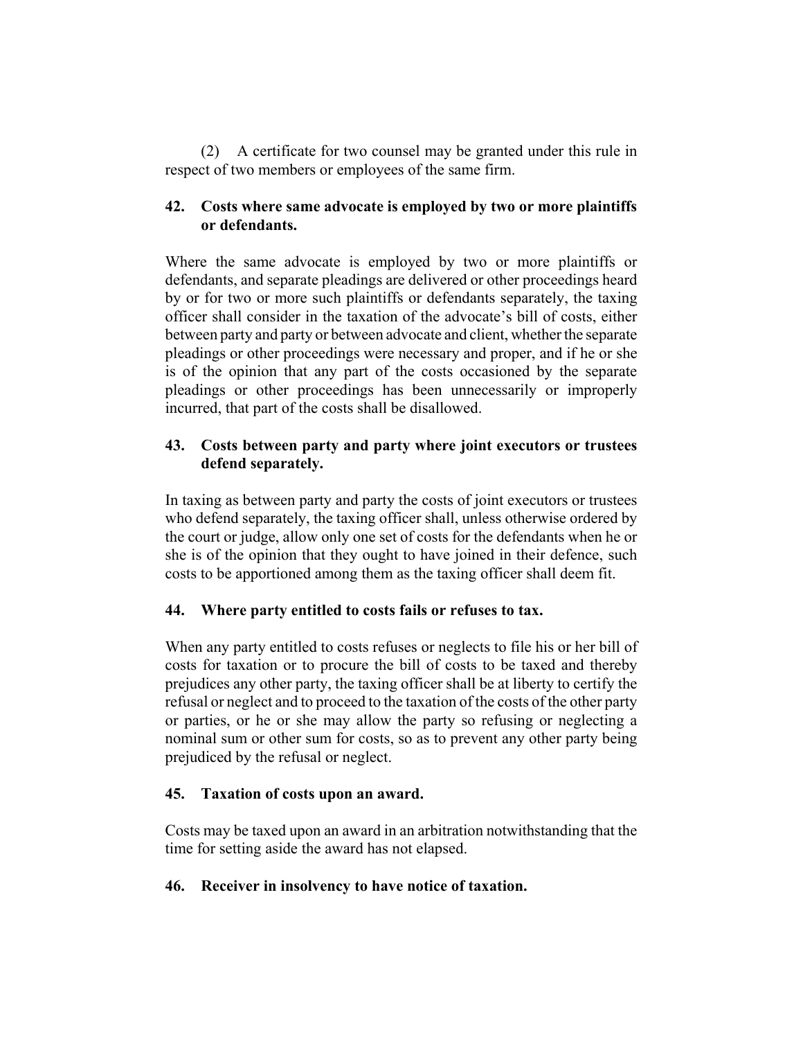(2) A certificate for two counsel may be granted under this rule in respect of two members or employees of the same firm.

### 42. Costs where same advocate is employed by two or more plaintiffs or defendants.

Where the same advocate is employed by two or more plaintiffs or defendants, and separate pleadings are delivered or other proceedings heard by or for two or more such plaintiffs or defendants separately, the taxing officer shall consider in the taxation of the advocate's bill of costs, either between party and party or between advocate and client, whether the separate pleadings or other proceedings were necessary and proper, and if he or she is of the opinion that any part of the costs occasioned by the separate pleadings or other proceedings has been unnecessarily or improperly incurred, that part of the costs shall be disallowed.

### 43. Costs between party and party where joint executors or trustees defend separately.

In taxing as between party and party the costs of joint executors or trustees who defend separately, the taxing officer shall, unless otherwise ordered by the court or judge, allow only one set of costs for the defendants when he or she is of the opinion that they ought to have joined in their defence, such costs to be apportioned among them as the taxing officer shall deem fit.

### 44. Where party entitled to costs fails or refuses to tax.

When any party entitled to costs refuses or neglects to file his or her bill of costs for taxation or to procure the bill of costs to be taxed and thereby prejudices any other party, the taxing officer shall be at liberty to certify the refusal or neglect and to proceed to the taxation of the costs of the other party or parties, or he or she may allow the party so refusing or neglecting a nominal sum or other sum for costs, so as to prevent any other party being prejudiced by the refusal or neglect.

### 45. Taxation of costs upon an award.

Costs may be taxed upon an award in an arbitration notwithstanding that the time for setting aside the award has not elapsed.

### 46. Receiver in insolvency to have notice of taxation.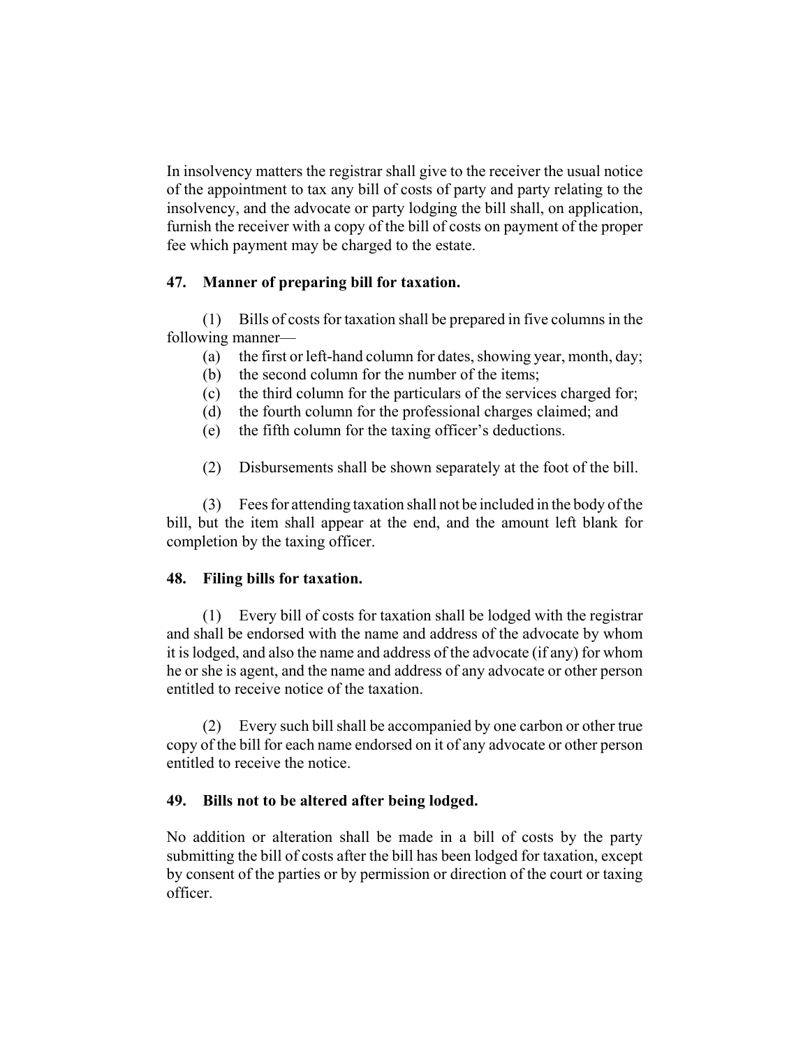In insolvency matters the registrar shall give to the receiver the usual notice of the appointment to tax any bill of costs of party and party relating to the insolvency, and the advocate or party lodging the bill shall, on application, furnish the receiver with a copy of the bill of costs on payment of the proper fee which payment may be charged to the estate.

### 47. Manner of preparing bill for taxation.

(1) Bills of costs for taxation shall be prepared in five columns in the following manner—

(a) the first or left-hand column for dates, showing year, month, day;

(b) the second column for the number of the items;

(c) the third column for the particulars of the services charged for;

(d) the fourth column for the professional charges claimed; and

(e) the fifth column for the taxing officer's deductions.

(2) Disbursements shall be shown separately at the foot of the bill.

(3) Fees for attending taxation shall not be included in the body of the bill, but the item shall appear at the end, and the amount left blank for completion by the taxing officer.

### 48. Filing bills for taxation.

(1) Every bill of costs for taxation shall be lodged with the registrar and shall be endorsed with the name and address of the advocate by whom it is lodged, and also the name and address of the advocate (if any) for whom he or she is agent, and the name and address of any advocate or other person entitled to receive notice of the taxation.

(2) Every such bill shall be accompanied by one carbon or other true copy of the bill for each name endorsed on it of any advocate or other person entitled to receive the notice.

### 49. Bills not to be altered after being lodged.

No addition or alteration shall be made in a bill of costs by the party submitting the bill of costs after the bill has been lodged for taxation, except by consent of the parties or by permission or direction of the court or taxing officer.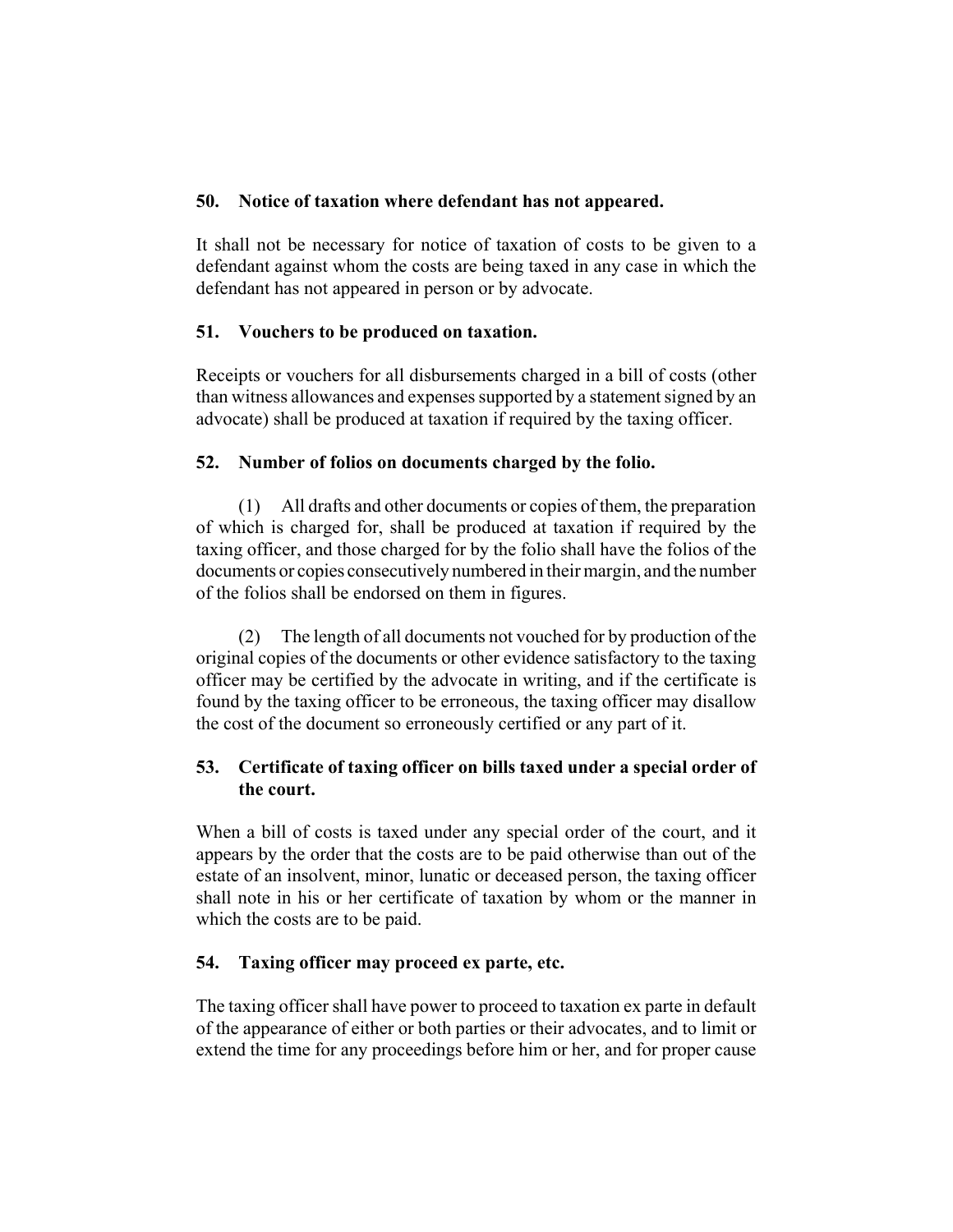### 50. Notice of taxation where defendant has not appeared.

It shall not be necessary for notice of taxation of costs to be given to a defendant against whom the costs are being taxed in any case in which the defendant has not appeared in person or by advocate.

### 51. Vouchers to be produced on taxation.

Receipts or vouchers for all disbursements charged in a bill of costs (other than witness allowances and expenses supported by a statement signed by an advocate) shall be produced at taxation if required by the taxing officer.

### 52. Number of folios on documents charged by the folio.

(1) All drafts and other documents or copies of them, the preparation of which is charged for, shall be produced at taxation if required by the taxing officer, and those charged for by the folio shall have the folios of the documents or copies consecutively numbered in their margin, and the number of the folios shall be endorsed on them in figures.

(2) The length of all documents not vouched for by production of the original copies of the documents or other evidence satisfactory to the taxing officer may be certified by the advocate in writing, and if the certificate is found by the taxing officer to be erroneous, the taxing officer may disallow the cost of the document so erroneously certified or any part of it.

### 53. Certificate of taxing officer on bills taxed under a special order of the court.

When a bill of costs is taxed under any special order of the court, and it appears by the order that the costs are to be paid otherwise than out of the estate of an insolvent, minor, lunatic or deceased person, the taxing officer shall note in his or her certificate of taxation by whom or the manner in which the costs are to be paid.

### 54. Taxing officer may proceed ex parte, etc.

The taxing officer shall have power to proceed to taxation ex parte in default of the appearance of either or both parties or their advocates, and to limit or extend the time for any proceedings before him or her, and for proper cause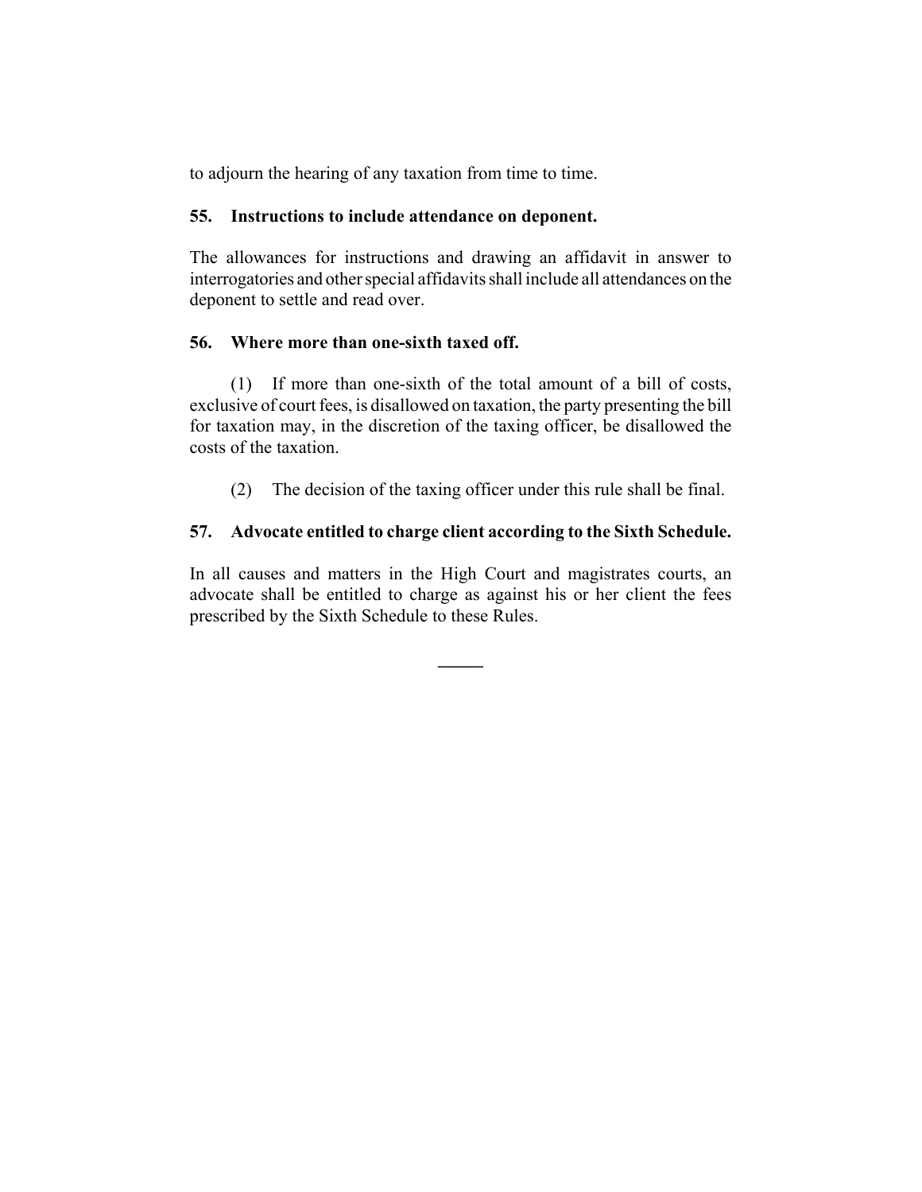to adjourn the hearing of any taxation from time to time.

### 55. Instructions to include attendance on deponent.

The allowances for instructions and drawing an affidavit in answer to interrogatories and other special affidavits shall include all attendances on the deponent to settle and read over.

### 56. Where more than one-sixth taxed off.

(1) If more than one-sixth of the total amount of a bill of costs, exclusive of court fees, is disallowed on taxation, the party presenting the bill for taxation may, in the discretion of the taxing officer, be disallowed the costs of the taxation.

(2) The decision of the taxing officer under this rule shall be final.

### 57. Advocate entitled to charge client according to the Sixth Schedule.

In all causes and matters in the High Court and magistrates courts, an advocate shall be entitled to charge as against his or her client the fees prescribed by the Sixth Schedule to these Rules.

---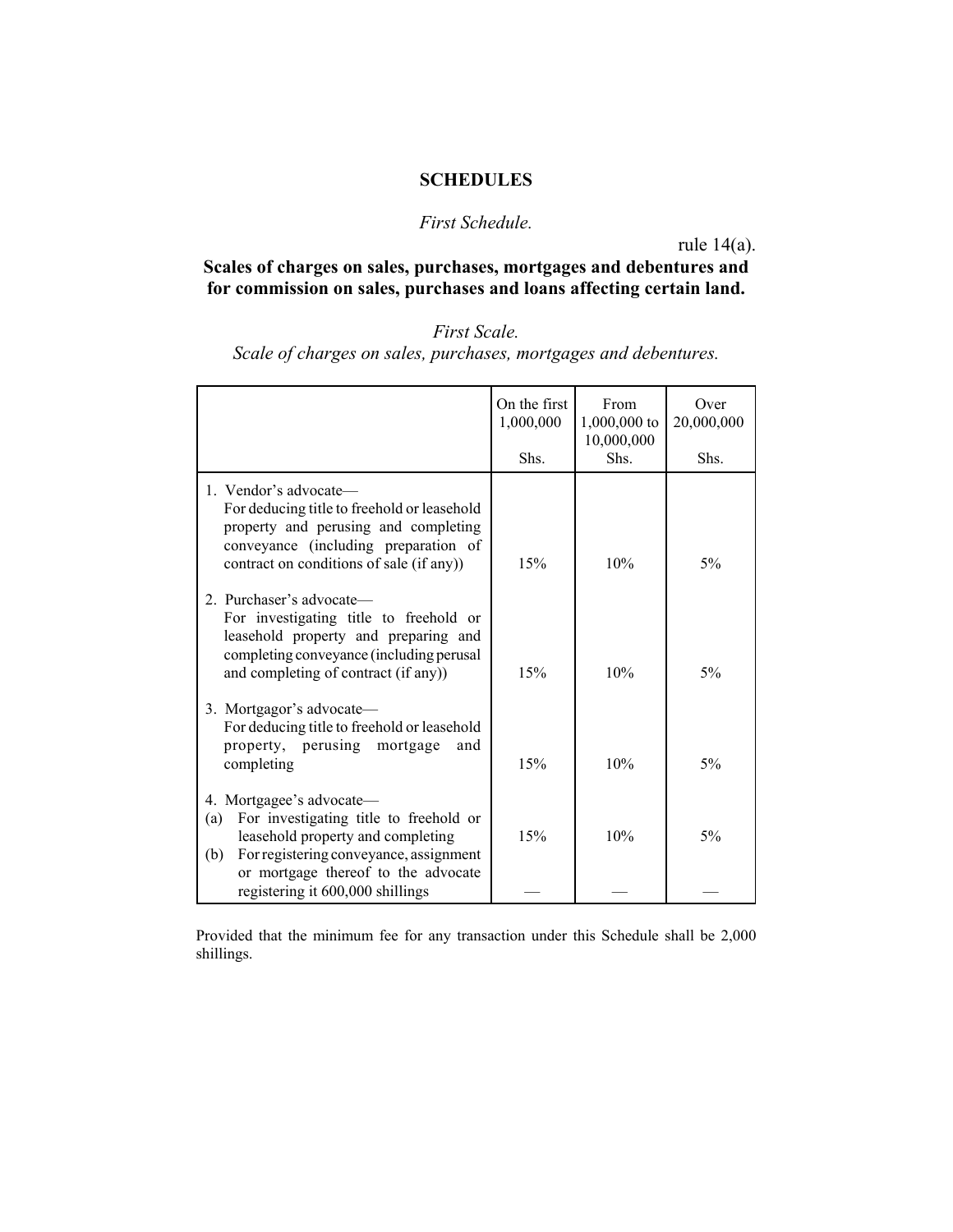# SCHEDULES

*First Schedule.*

rule 14(a).

## Scales of charges on sales, purchases, mortgages and debentures and for commission on sales, purchases and loans affecting certain land.

*First Scale.*

*Scale of charges on sales, purchases, mortgages and debentures.*

| | On the first 1,000,000 Shs. | From 1,000,000 to 10,000,000 Shs. | Over 20,000,000 Shs. |
|---|---|---|---|
| 1. Vendor's advocate— For deducing title to freehold or leasehold property and perusing and completing conveyance (including preparation of contract on conditions of sale (if any)) | 15% | 10% | 5% |
| 2. Purchaser's advocate— For investigating title to freehold or leasehold property and preparing and completing conveyance (including perusal and completing of contract (if any)) | 15% | 10% | 5% |
| 3. Mortgagor's advocate— For deducing title to freehold or leasehold property, perusing mortgage and completing | 15% | 10% | 5% |
| 4. Mortgagee's advocate— (a) For investigating title to freehold or leasehold property and completing | 15% | 10% | 5% |
| (b) For registering conveyance, assignment or mortgage thereof to the advocate registering it 600,000 shillings | — | — | — |

Provided that the minimum fee for any transaction under this Schedule shall be 2,000 shillings.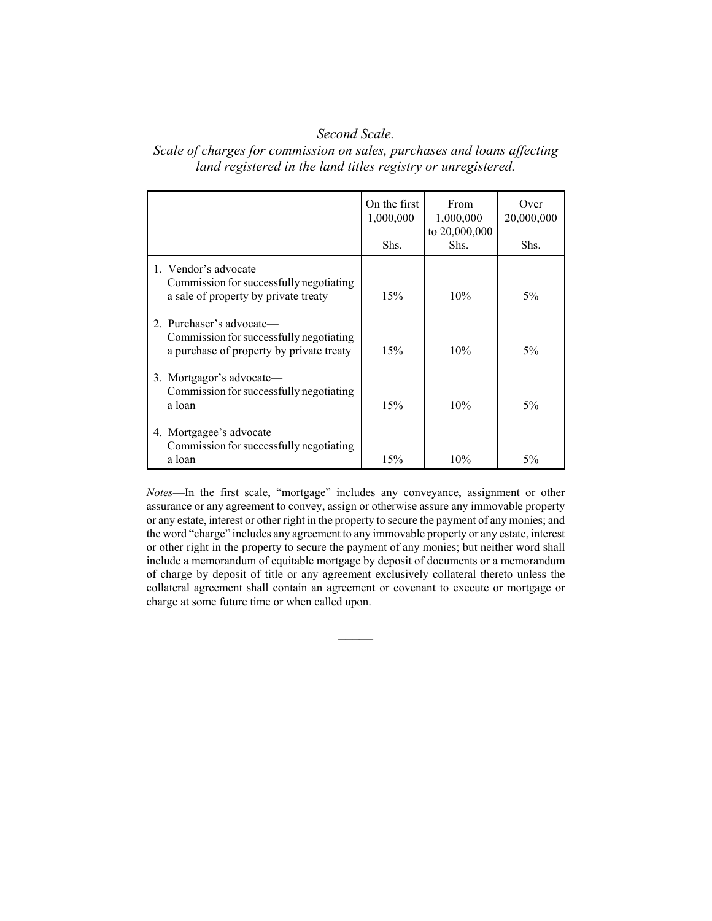*Second Scale.*

*Scale of charges for commission on sales, purchases and loans affecting land registered in the land titles registry or unregistered.*

| | On the first 1,000,000 Shs. | From 1,000,000 to 20,000,000 Shs. | Over 20,000,000 Shs. |
|---|---|---|---|
| 1. Vendor's advocate— Commission for successfully negotiating a sale of property by private treaty | 15% | 10% | 5% |
| 2. Purchaser's advocate— Commission for successfully negotiating a purchase of property by private treaty | 15% | 10% | 5% |
| 3. Mortgagor's advocate— Commission for successfully negotiating a loan | 15% | 10% | 5% |
| 4. Mortgagee's advocate— Commission for successfully negotiating a loan | 15% | 10% | 5% |

*Notes*—In the first scale, "mortgage" includes any conveyance, assignment or other assurance or any agreement to convey, assign or otherwise assure any immovable property or any estate, interest or other right in the property to secure the payment of any monies; and the word "charge" includes any agreement to any immovable property or any estate, interest or other right in the property to secure the payment of any monies; but neither word shall include a memorandum of equitable mortgage by deposit of documents or a memorandum of charge by deposit of title or any agreement exclusively collateral thereto unless the collateral agreement shall contain an agreement or covenant to execute or mortgage or charge at some future time or when called upon.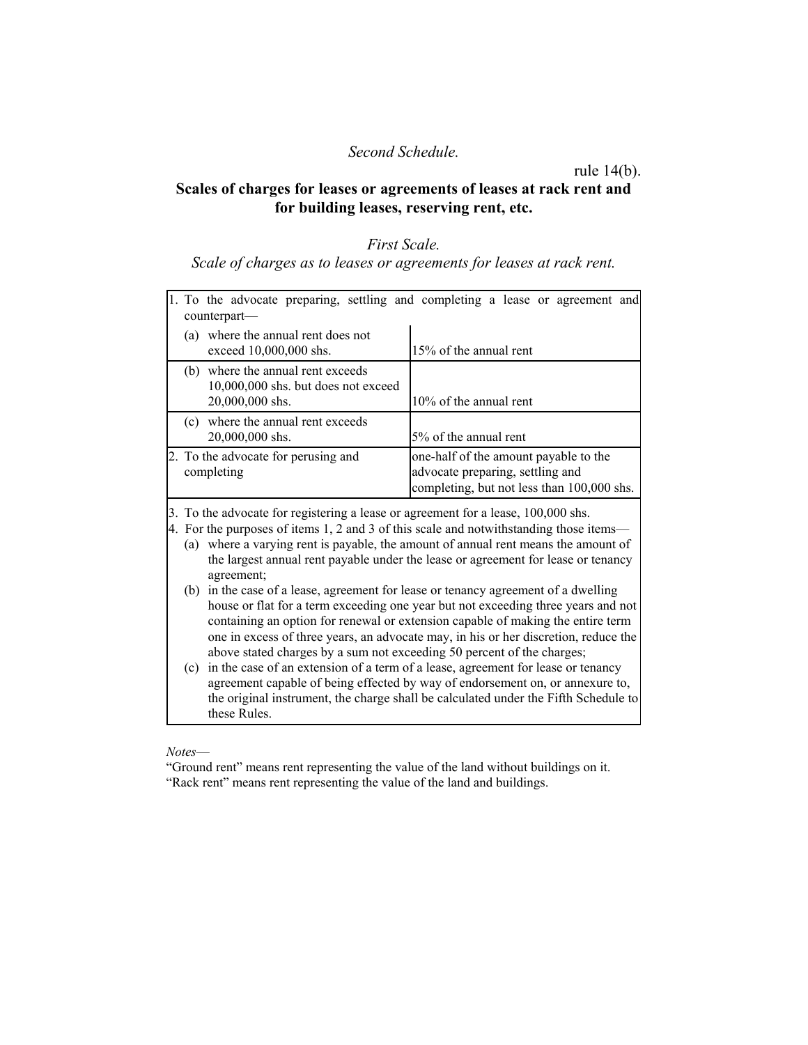*Second Schedule.*

rule 14(b).

## Scales of charges for leases or agreements of leases at rack rent and for building leases, reserving rent, etc.

*First Scale.*

*Scale of charges as to leases or agreements for leases at rack rent.*

| | |
|---|---|
| 1. To the advocate preparing, settling and completing a lease or agreement and counterpart— | |
| (a) where the annual rent does not exceed 10,000,000 shs. | 15% of the annual rent |
| (b) where the annual rent exceeds 10,000,000 shs. but does not exceed 20,000,000 shs. | 10% of the annual rent |
| (c) where the annual rent exceeds 20,000,000 shs. | 5% of the annual rent |
| 2. To the advocate for perusing and completing | one-half of the amount payable to the advocate preparing, settling and completing, but not less than 100,000 shs. |

3. To the advocate for registering a lease or agreement for a lease, 100,000 shs.
4. For the purposes of items 1, 2 and 3 of this scale and notwithstanding those items—
   - (a) where a varying rent is payable, the amount of annual rent means the amount of the largest annual rent payable under the lease or agreement for lease or tenancy agreement;
   - (b) in the case of a lease, agreement for lease or tenancy agreement of a dwelling house or flat for a term exceeding one year but not exceeding three years and not containing an option for renewal or extension capable of making the entire term one in excess of three years, an advocate may, in his or her discretion, reduce the above stated charges by a sum not exceeding 50 percent of the charges;
   - (c) in the case of an extension of a term of a lease, agreement for lease or tenancy agreement capable of being effected by way of endorsement on, or annexure to, the original instrument, the charge shall be calculated under the Fifth Schedule to these Rules.

*Notes—*

"Ground rent" means rent representing the value of the land without buildings on it.

"Rack rent" means rent representing the value of the land and buildings.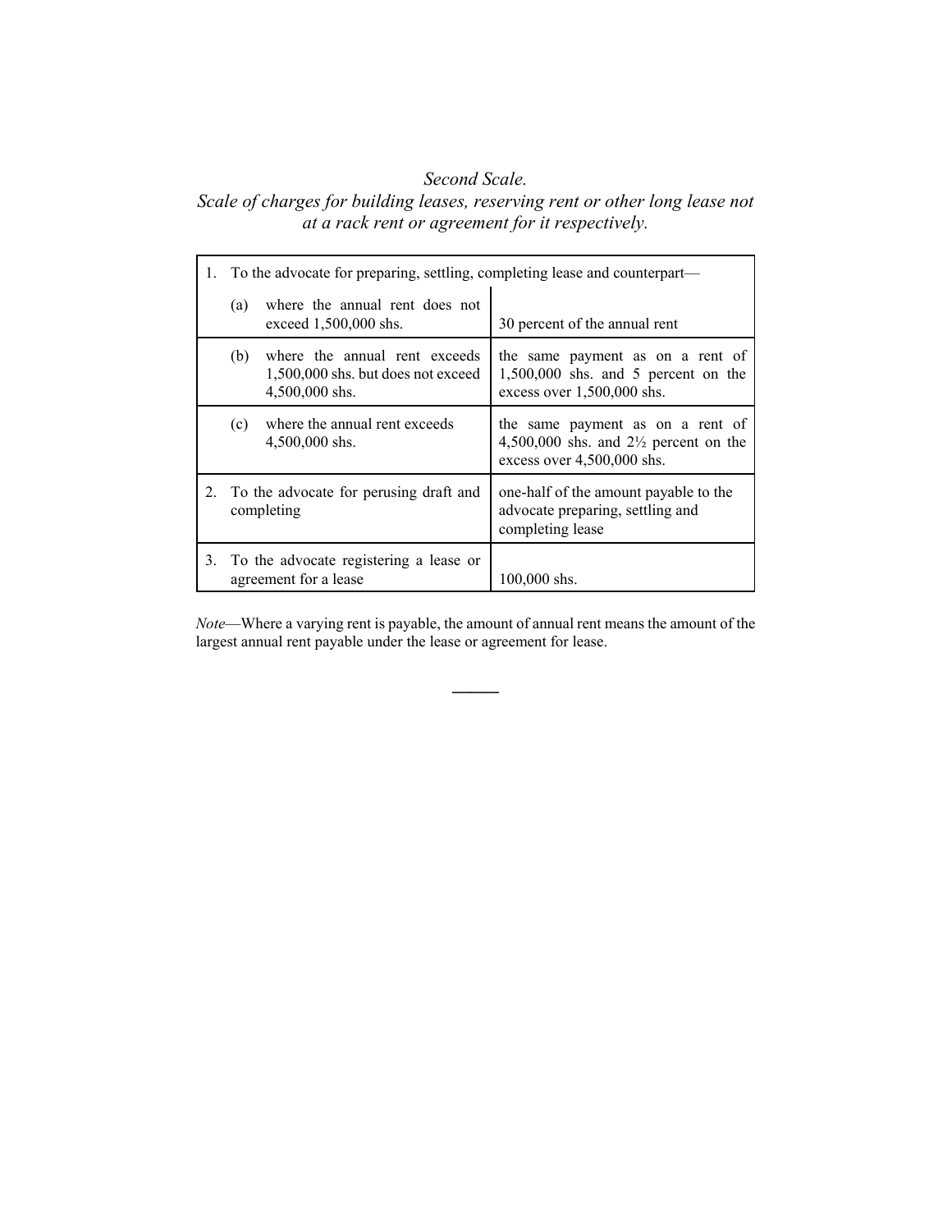*Second Scale.*
*Scale of charges for building leases, reserving rent or other long lease not at a rack rent or agreement for it respectively.*

| | |
|---|---|
| 1. To the advocate for preparing, settling, completing lease and counterpart— | |
| (a) where the annual rent does not exceed 1,500,000 shs. | 30 percent of the annual rent |
| (b) where the annual rent exceeds 1,500,000 shs. but does not exceed 4,500,000 shs. | the same payment as on a rent of 1,500,000 shs. and 5 percent on the excess over 1,500,000 shs. |
| (c) where the annual rent exceeds 4,500,000 shs. | the same payment as on a rent of 4,500,000 shs. and 2½ percent on the excess over 4,500,000 shs. |
| 2. To the advocate for perusing draft and completing | one-half of the amount payable to the advocate preparing, settling and completing lease |
| 3. To the advocate registering a lease or agreement for a lease | 100,000 shs. |

*Note*—Where a varying rent is payable, the amount of annual rent means the amount of the largest annual rent payable under the lease or agreement for lease.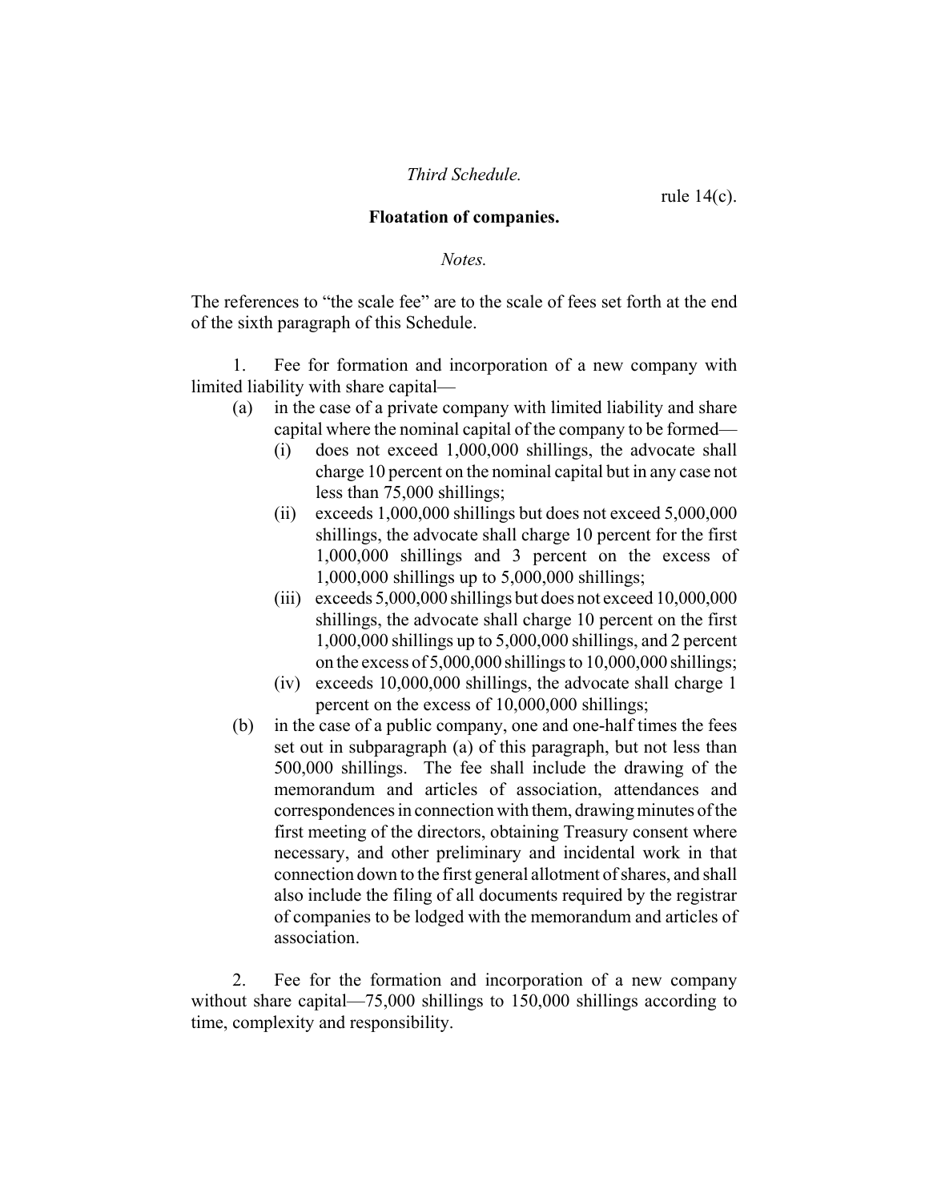*Third Schedule.*

rule 14(c).

**Floatation of companies.**

*Notes.*

The references to "the scale fee" are to the scale of fees set forth at the end of the sixth paragraph of this Schedule.

1. Fee for formation and incorporation of a new company with limited liability with share capital—

(a) in the case of a private company with limited liability and share capital where the nominal capital of the company to be formed—

(i) does not exceed 1,000,000 shillings, the advocate shall charge 10 percent on the nominal capital but in any case not less than 75,000 shillings;

(ii) exceeds 1,000,000 shillings but does not exceed 5,000,000 shillings, the advocate shall charge 10 percent for the first 1,000,000 shillings and 3 percent on the excess of 1,000,000 shillings up to 5,000,000 shillings;

(iii) exceeds 5,000,000 shillings but does not exceed 10,000,000 shillings, the advocate shall charge 10 percent on the first 1,000,000 shillings up to 5,000,000 shillings, and 2 percent on the excess of 5,000,000 shillings to 10,000,000 shillings;

(iv) exceeds 10,000,000 shillings, the advocate shall charge 1 percent on the excess of 10,000,000 shillings;

(b) in the case of a public company, one and one-half times the fees set out in subparagraph (a) of this paragraph, but not less than 500,000 shillings. The fee shall include the drawing of the memorandum and articles of association, attendances and correspondences in connection with them, drawing minutes of the first meeting of the directors, obtaining Treasury consent where necessary, and other preliminary and incidental work in that connection down to the first general allotment of shares, and shall also include the filing of all documents required by the registrar of companies to be lodged with the memorandum and articles of association.

2. Fee for the formation and incorporation of a new company without share capital—75,000 shillings to 150,000 shillings according to time, complexity and responsibility.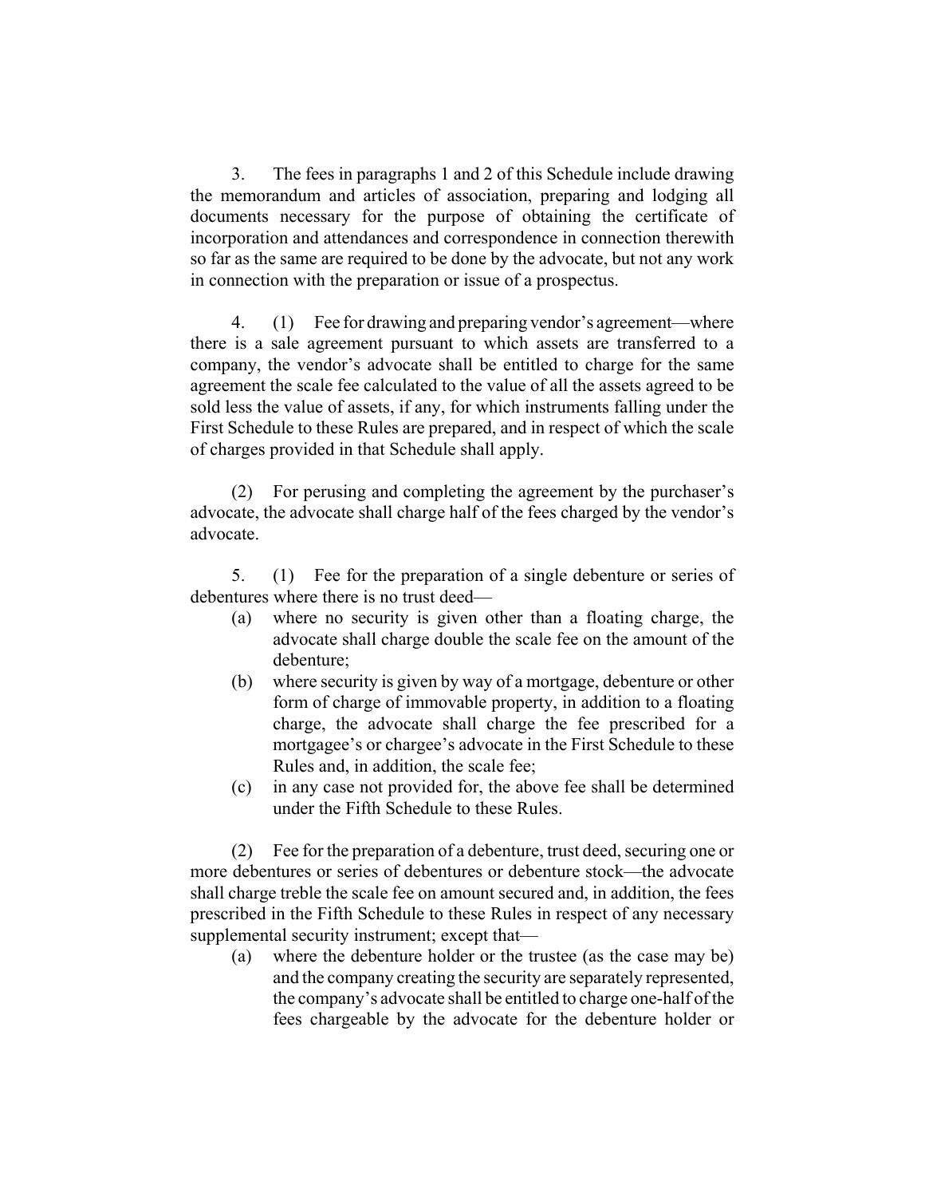3. The fees in paragraphs 1 and 2 of this Schedule include drawing the memorandum and articles of association, preparing and lodging all documents necessary for the purpose of obtaining the certificate of incorporation and attendances and correspondence in connection therewith so far as the same are required to be done by the advocate, but not any work in connection with the preparation or issue of a prospectus.

4. (1) Fee for drawing and preparing vendor's agreement—where there is a sale agreement pursuant to which assets are transferred to a company, the vendor's advocate shall be entitled to charge for the same agreement the scale fee calculated to the value of all the assets agreed to be sold less the value of assets, if any, for which instruments falling under the First Schedule to these Rules are prepared, and in respect of which the scale of charges provided in that Schedule shall apply.

(2) For perusing and completing the agreement by the purchaser's advocate, the advocate shall charge half of the fees charged by the vendor's advocate.

5. (1) Fee for the preparation of a single debenture or series of debentures where there is no trust deed—

(a) where no security is given other than a floating charge, the advocate shall charge double the scale fee on the amount of the debenture;

(b) where security is given by way of a mortgage, debenture or other form of charge of immovable property, in addition to a floating charge, the advocate shall charge the fee prescribed for a mortgagee's or chargee's advocate in the First Schedule to these Rules and, in addition, the scale fee;

(c) in any case not provided for, the above fee shall be determined under the Fifth Schedule to these Rules.

(2) Fee for the preparation of a debenture, trust deed, securing one or more debentures or series of debentures or debenture stock—the advocate shall charge treble the scale fee on amount secured and, in addition, the fees prescribed in the Fifth Schedule to these Rules in respect of any necessary supplemental security instrument; except that—

(a) where the debenture holder or the trustee (as the case may be) and the company creating the security are separately represented, the company's advocate shall be entitled to charge one-half of the fees chargeable by the advocate for the debenture holder or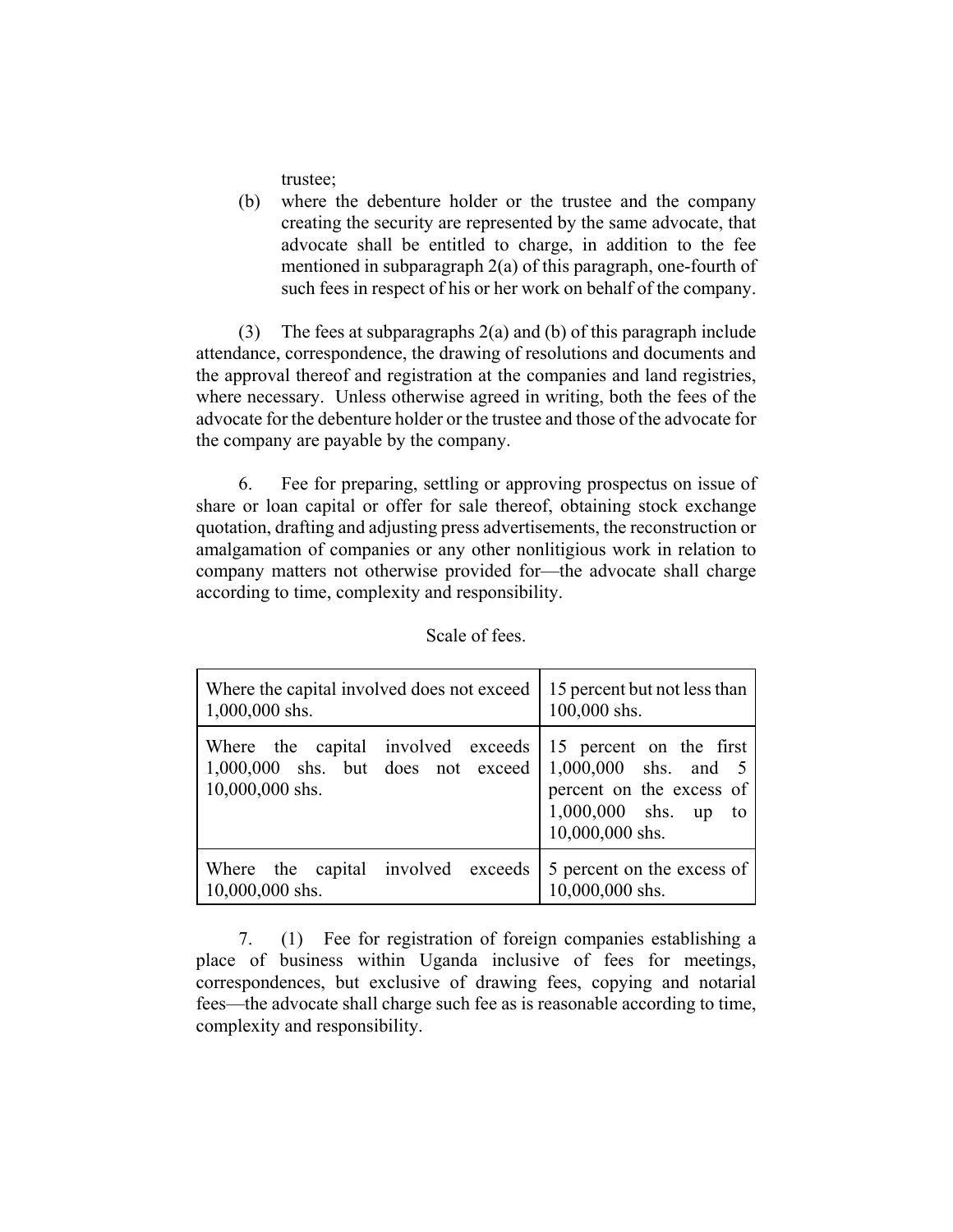trustee;

(b) where the debenture holder or the trustee and the company creating the security are represented by the same advocate, that advocate shall be entitled to charge, in addition to the fee mentioned in subparagraph 2(a) of this paragraph, one-fourth of such fees in respect of his or her work on behalf of the company.

(3) The fees at subparagraphs 2(a) and (b) of this paragraph include attendance, correspondence, the drawing of resolutions and documents and the approval thereof and registration at the companies and land registries, where necessary. Unless otherwise agreed in writing, both the fees of the advocate for the debenture holder or the trustee and those of the advocate for the company are payable by the company.

6. Fee for preparing, settling or approving prospectus on issue of share or loan capital or offer for sale thereof, obtaining stock exchange quotation, drafting and adjusting press advertisements, the reconstruction or amalgamation of companies or any other nonlitigious work in relation to company matters not otherwise provided for—the advocate shall charge according to time, complexity and responsibility.

Scale of fees.

| | |
|---|---|
| Where the capital involved does not exceed 1,000,000 shs. | 15 percent but not less than 100,000 shs. |
| Where the capital involved exceeds 1,000,000 shs. but does not exceed 10,000,000 shs. | 15 percent on the first 1,000,000 shs. and 5 percent on the excess of 1,000,000 shs. up to 10,000,000 shs. |
| Where the capital involved exceeds 10,000,000 shs. | 5 percent on the excess of 10,000,000 shs. |

7. (1) Fee for registration of foreign companies establishing a place of business within Uganda inclusive of fees for meetings, correspondences, but exclusive of drawing fees, copying and notarial fees—the advocate shall charge such fee as is reasonable according to time, complexity and responsibility.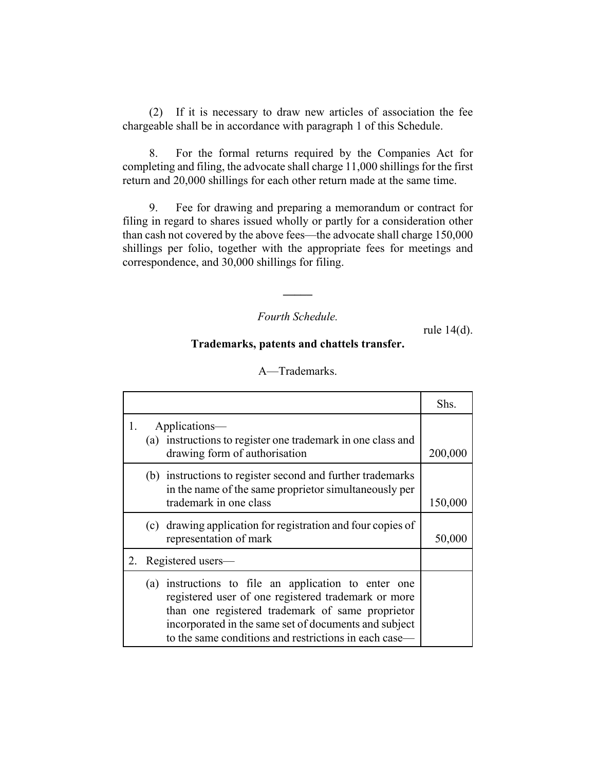(2) If it is necessary to draw new articles of association the fee chargeable shall be in accordance with paragraph 1 of this Schedule.

8. For the formal returns required by the Companies Act for completing and filing, the advocate shall charge 11,000 shillings for the first return and 20,000 shillings for each other return made at the same time.

9. Fee for drawing and preparing a memorandum or contract for filing in regard to shares issued wholly or partly for a consideration other than cash not covered by the above fees—the advocate shall charge 150,000 shillings per folio, together with the appropriate fees for meetings and correspondence, and 30,000 shillings for filing.

---

*Fourth Schedule.*

rule 14(d).

**Trademarks, patents and chattels transfer.**

A—Trademarks.

| | Shs. |
|---|---|
| 1. Applications— (a) instructions to register one trademark in one class and drawing form of authorisation | 200,000 |
| (b) instructions to register second and further trademarks in the name of the same proprietor simultaneously per trademark in one class | 150,000 |
| (c) drawing application for registration and four copies of representation of mark | 50,000 |
| 2. Registered users— | |
| (a) instructions to file an application to enter one registered user of one registered trademark or more than one registered trademark of same proprietor incorporated in the same set of documents and subject to the same conditions and restrictions in each case— | |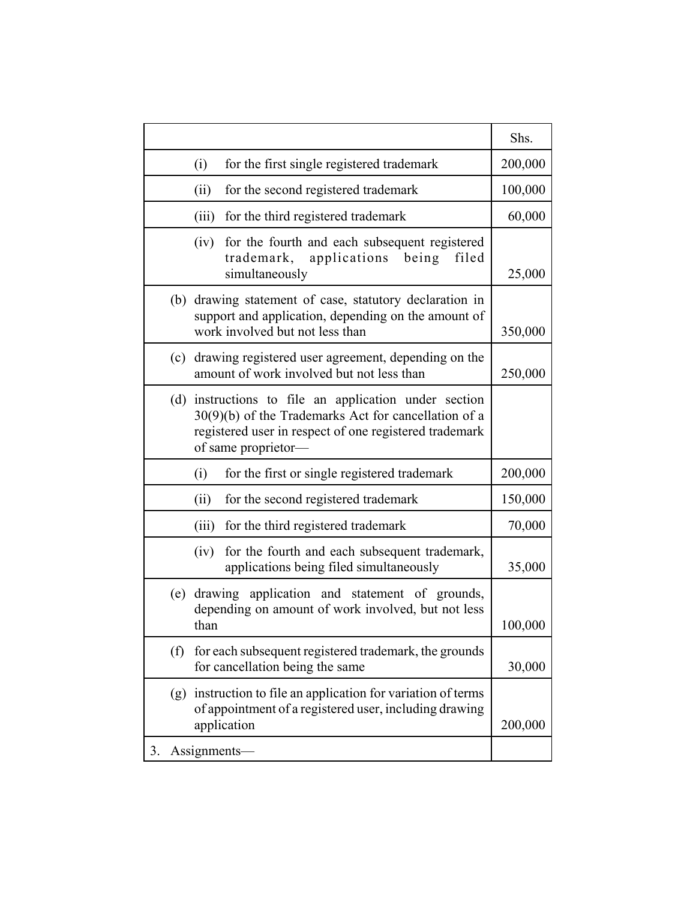| | Shs. |
|---|---|
| (i) for the first single registered trademark | 200,000 |
| (ii) for the second registered trademark | 100,000 |
| (iii) for the third registered trademark | 60,000 |
| (iv) for the fourth and each subsequent registered trademark, applications being filed simultaneously | 25,000 |
| (b) drawing statement of case, statutory declaration in support and application, depending on the amount of work involved but not less than | 350,000 |
| (c) drawing registered user agreement, depending on the amount of work involved but not less than | 250,000 |
| (d) instructions to file an application under section 30(9)(b) of the Trademarks Act for cancellation of a registered user in respect of one registered trademark of same proprietor— | |
| (i) for the first or single registered trademark | 200,000 |
| (ii) for the second registered trademark | 150,000 |
| (iii) for the third registered trademark | 70,000 |
| (iv) for the fourth and each subsequent trademark, applications being filed simultaneously | 35,000 |
| (e) drawing application and statement of grounds, depending on amount of work involved, but not less than | 100,000 |
| (f) for each subsequent registered trademark, the grounds for cancellation being the same | 30,000 |
| (g) instruction to file an application for variation of terms of appointment of a registered user, including drawing application | 200,000 |
| 3. Assignments— | |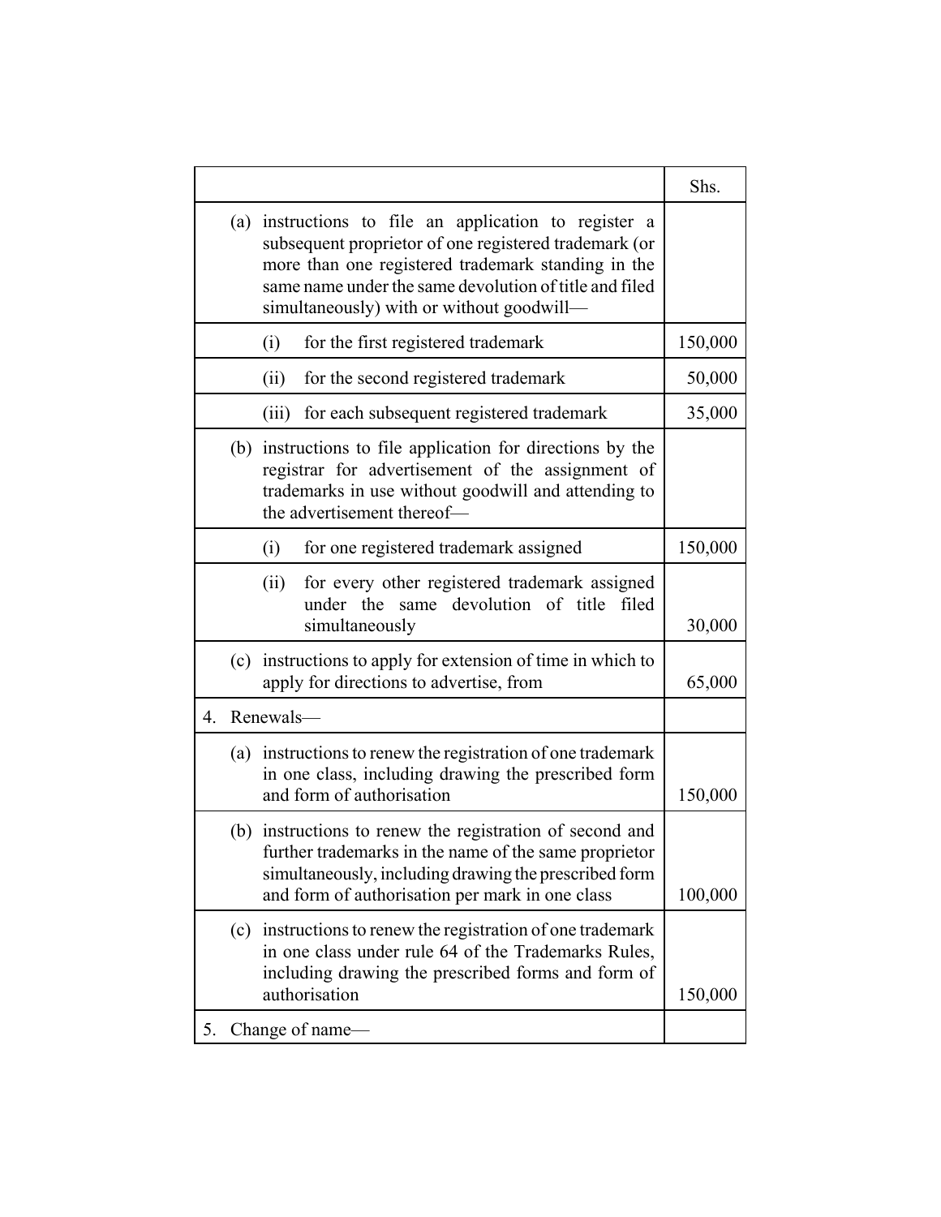|  | Shs. |
| --- | --- |
| (a) instructions to file an application to register a subsequent proprietor of one registered trademark (or more than one registered trademark standing in the same name under the same devolution of title and filed simultaneously) with or without goodwill— |  |
| (i) for the first registered trademark | 150,000 |
| (ii) for the second registered trademark | 50,000 |
| (iii) for each subsequent registered trademark | 35,000 |
| (b) instructions to file application for directions by the registrar for advertisement of the assignment of trademarks in use without goodwill and attending to the advertisement thereof— |  |
| (i) for one registered trademark assigned | 150,000 |
| (ii) for every other registered trademark assigned under the same devolution of title filed simultaneously | 30,000 |
| (c) instructions to apply for extension of time in which to apply for directions to advertise, from | 65,000 |
| 4. Renewals— |  |
| (a) instructions to renew the registration of one trademark in one class, including drawing the prescribed form and form of authorisation | 150,000 |
| (b) instructions to renew the registration of second and further trademarks in the name of the same proprietor simultaneously, including drawing the prescribed form and form of authorisation per mark in one class | 100,000 |
| (c) instructions to renew the registration of one trademark in one class under rule 64 of the Trademarks Rules, including drawing the prescribed forms and form of authorisation | 150,000 |
| 5. Change of name— |  |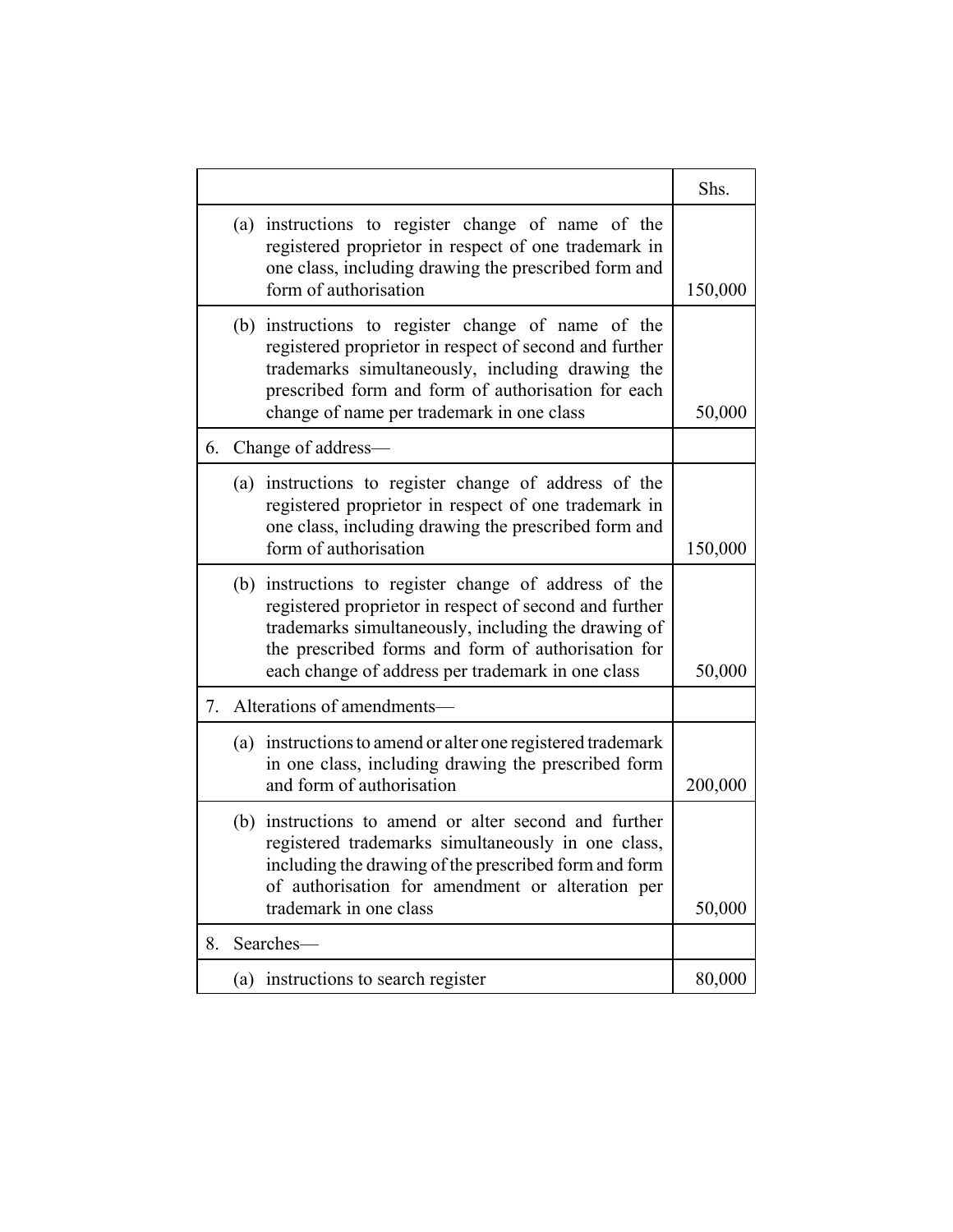| | Shs. |
|---|---|
| (a) instructions to register change of name of the registered proprietor in respect of one trademark in one class, including drawing the prescribed form and form of authorisation | 150,000 |
| (b) instructions to register change of name of the registered proprietor in respect of second and further trademarks simultaneously, including drawing the prescribed form and form of authorisation for each change of name per trademark in one class | 50,000 |
| 6. Change of address— | |
| (a) instructions to register change of address of the registered proprietor in respect of one trademark in one class, including drawing the prescribed form and form of authorisation | 150,000 |
| (b) instructions to register change of address of the registered proprietor in respect of second and further trademarks simultaneously, including the drawing of the prescribed forms and form of authorisation for each change of address per trademark in one class | 50,000 |
| 7. Alterations of amendments— | |
| (a) instructions to amend or alter one registered trademark in one class, including drawing the prescribed form and form of authorisation | 200,000 |
| (b) instructions to amend or alter second and further registered trademarks simultaneously in one class, including the drawing of the prescribed form and form of authorisation for amendment or alteration per trademark in one class | 50,000 |
| 8. Searches— | |
| (a) instructions to search register | 80,000 |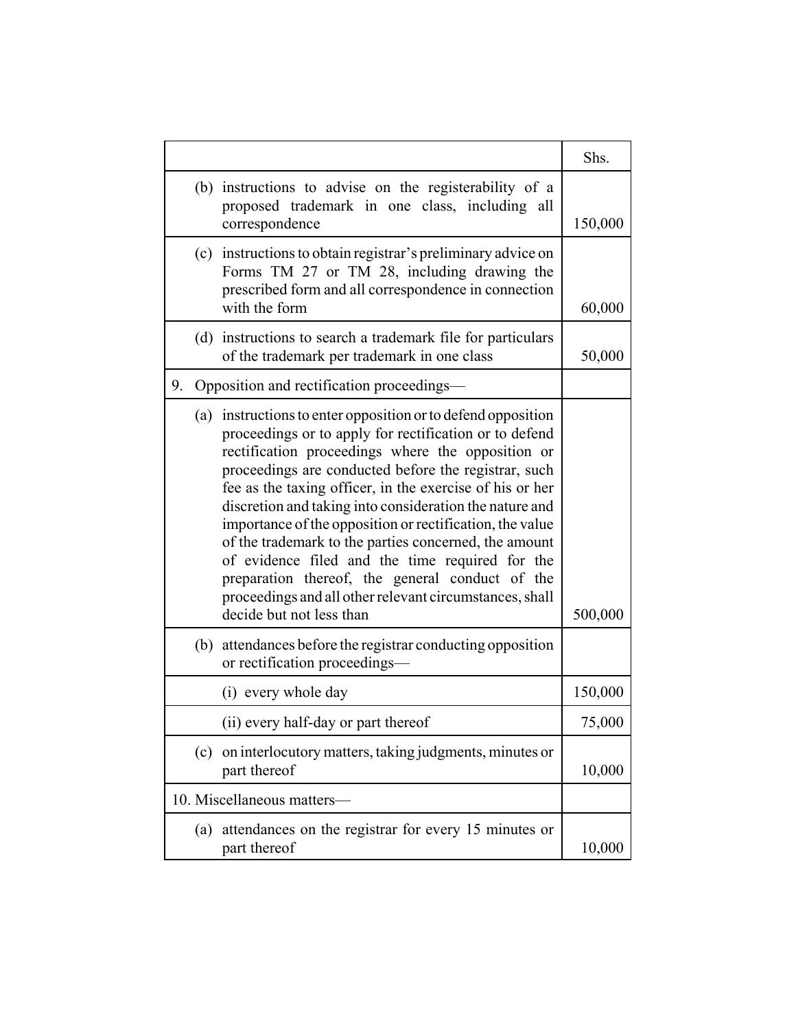| | Shs. |
|---|---|
| (b) instructions to advise on the registerability of a proposed trademark in one class, including all correspondence | 150,000 |
| (c) instructions to obtain registrar's preliminary advice on Forms TM 27 or TM 28, including drawing the prescribed form and all correspondence in connection with the form | 60,000 |
| (d) instructions to search a trademark file for particulars of the trademark per trademark in one class | 50,000 |
| 9. Opposition and rectification proceedings— | |
| (a) instructions to enter opposition or to defend opposition proceedings or to apply for rectification or to defend rectification proceedings where the opposition or proceedings are conducted before the registrar, such fee as the taxing officer, in the exercise of his or her discretion and taking into consideration the nature and importance of the opposition or rectification, the value of the trademark to the parties concerned, the amount of evidence filed and the time required for the preparation thereof, the general conduct of the proceedings and all other relevant circumstances, shall decide but not less than | 500,000 |
| (b) attendances before the registrar conducting opposition or rectification proceedings— | |
| (i) every whole day | 150,000 |
| (ii) every half-day or part thereof | 75,000 |
| (c) on interlocutory matters, taking judgments, minutes or part thereof | 10,000 |
| 10. Miscellaneous matters— | |
| (a) attendances on the registrar for every 15 minutes or part thereof | 10,000 |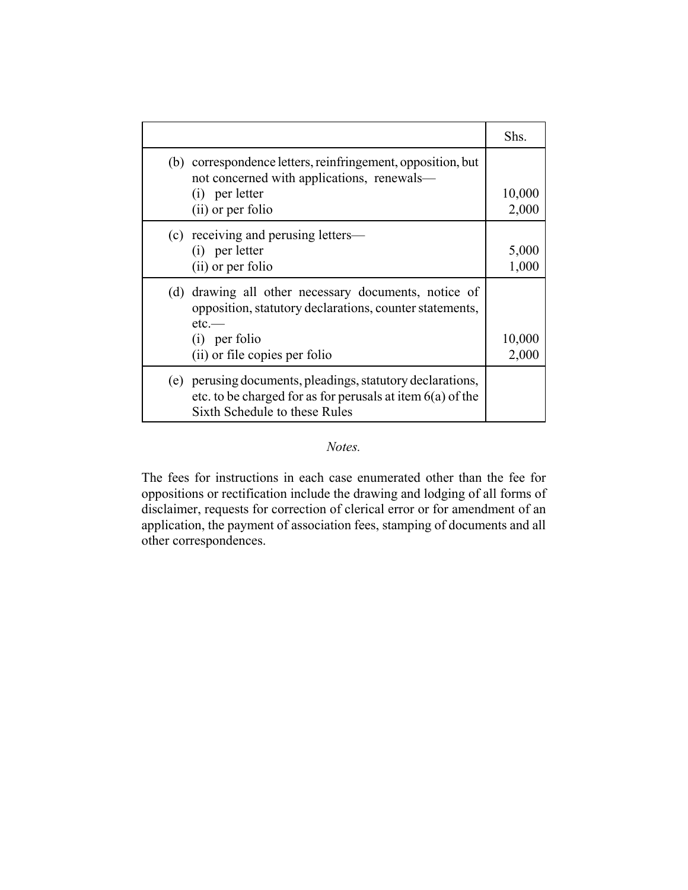| | Shs. |
|---|---|
| (b) correspondence letters, reinfringement, opposition, but not concerned with applications, renewals—<br>(i) per letter<br>(ii) or per folio | <br><br>10,000<br>2,000 |
| (c) receiving and perusing letters—<br>(i) per letter<br>(ii) or per folio | <br>5,000<br>1,000 |
| (d) drawing all other necessary documents, notice of opposition, statutory declarations, counter statements, etc.—<br>(i) per folio<br>(ii) or file copies per folio | <br><br><br>10,000<br>2,000 |
| (e) perusing documents, pleadings, statutory declarations, etc. to be charged for as for perusals at item 6(a) of the Sixth Schedule to these Rules | |

*Notes.*

The fees for instructions in each case enumerated other than the fee for oppositions or rectification include the drawing and lodging of all forms of disclaimer, requests for correction of clerical error or for amendment of an application, the payment of association fees, stamping of documents and all other correspondences.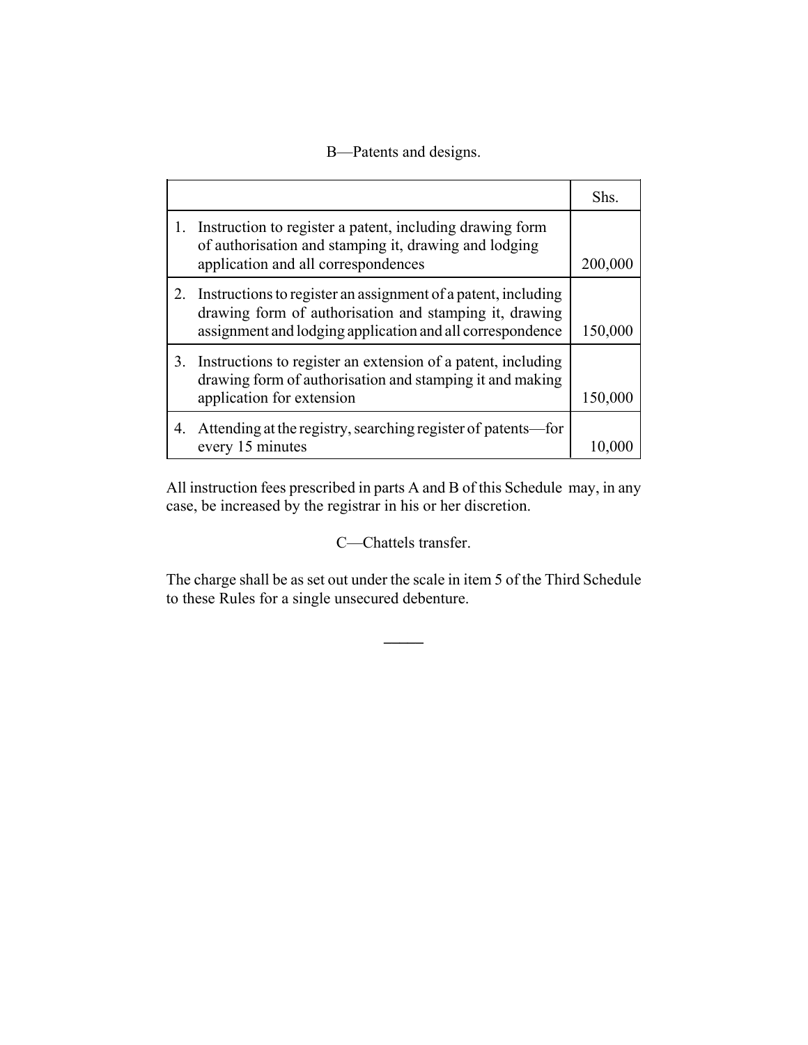B—Patents and designs.

| | Shs. |
|---|---|
| 1. Instruction to register a patent, including drawing form of authorisation and stamping it, drawing and lodging application and all correspondences | 200,000 |
| 2. Instructions to register an assignment of a patent, including drawing form of authorisation and stamping it, drawing assignment and lodging application and all correspondence | 150,000 |
| 3. Instructions to register an extension of a patent, including drawing form of authorisation and stamping it and making application for extension | 150,000 |
| 4. Attending at the registry, searching register of patents—for every 15 minutes | 10,000 |

All instruction fees prescribed in parts A and B of this Schedule may, in any case, be increased by the registrar in his or her discretion.

C—Chattels transfer.

The charge shall be as set out under the scale in item 5 of the Third Schedule to these Rules for a single unsecured debenture.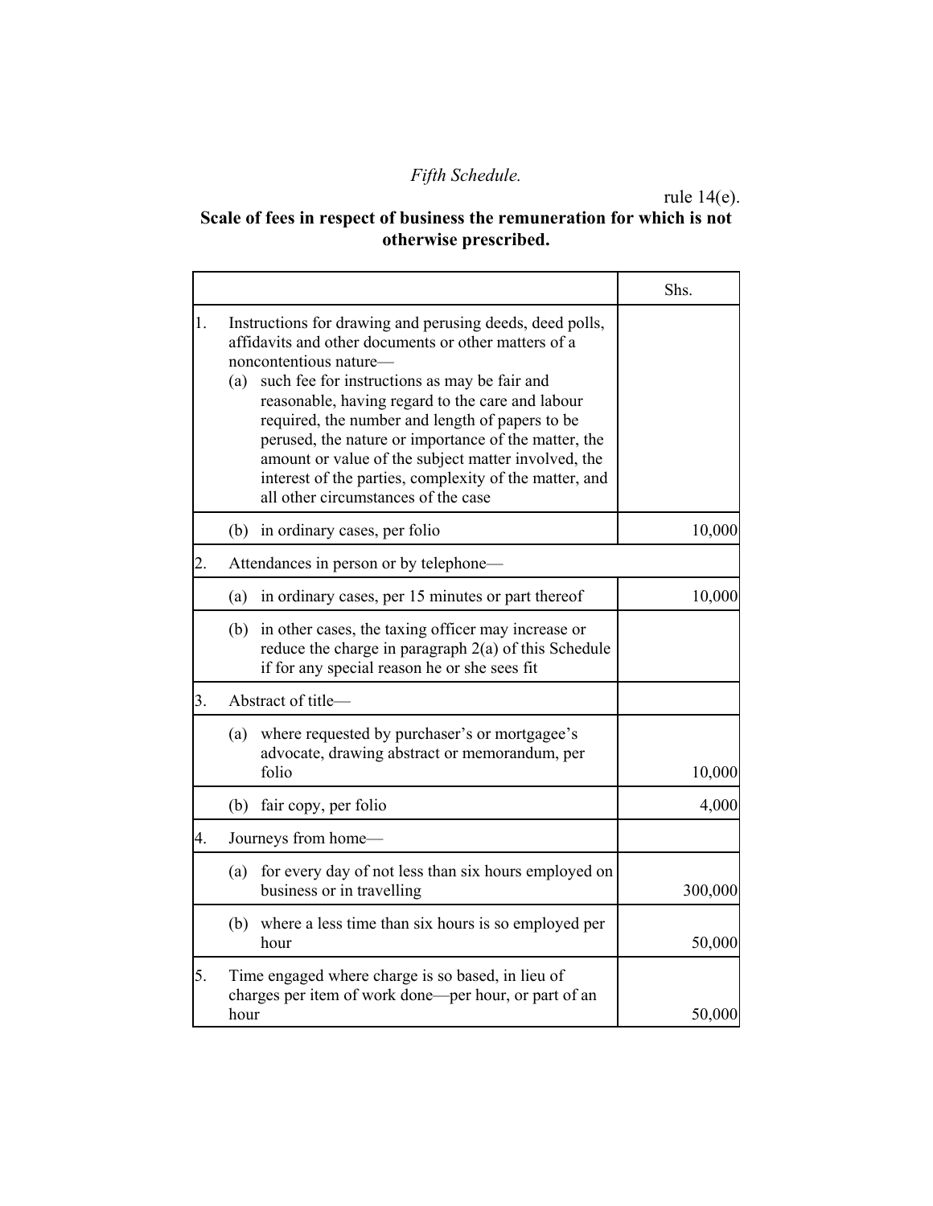*Fifth Schedule.*

rule 14(e).

**Scale of fees in respect of business the remuneration for which is not otherwise prescribed.**

| | Shs. |
|---|---|
| 1. Instructions for drawing and perusing deeds, deed polls, affidavits and other documents or other matters of a noncontentious nature— (a) such fee for instructions as may be fair and reasonable, having regard to the care and labour required, the number and length of papers to be perused, the nature or importance of the matter, the amount or value of the subject matter involved, the interest of the parties, complexity of the matter, and all other circumstances of the case | |
| (b) in ordinary cases, per folio | 10,000 |
| 2. Attendances in person or by telephone— | |
| (a) in ordinary cases, per 15 minutes or part thereof | 10,000 |
| (b) in other cases, the taxing officer may increase or reduce the charge in paragraph 2(a) of this Schedule if for any special reason he or she sees fit | |
| 3. Abstract of title— | |
| (a) where requested by purchaser's or mortgagee's advocate, drawing abstract or memorandum, per folio | 10,000 |
| (b) fair copy, per folio | 4,000 |
| 4. Journeys from home— | |
| (a) for every day of not less than six hours employed on business or in travelling | 300,000 |
| (b) where a less time than six hours is so employed per hour | 50,000 |
| 5. Time engaged where charge is so based, in lieu of charges per item of work done—per hour, or part of an hour | 50,000 |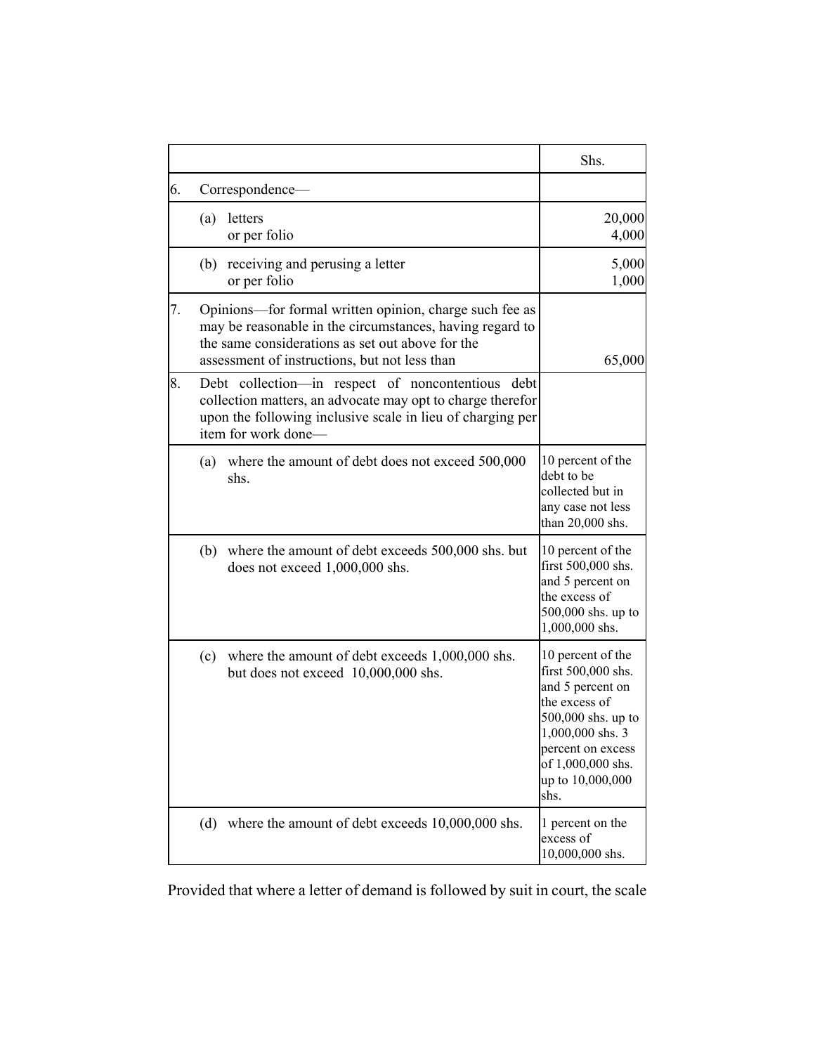| | | Shs. |
|---|---|---|
| 6. | Correspondence— | |
| | (a) letters<br>or per folio | 20,000<br>4,000 |
| | (b) receiving and perusing a letter<br>or per folio | 5,000<br>1,000 |
| 7. | Opinions—for formal written opinion, charge such fee as may be reasonable in the circumstances, having regard to the same considerations as set out above for the assessment of instructions, but not less than | 65,000 |
| 8. | Debt collection—in respect of noncontentious debt collection matters, an advocate may opt to charge therefor upon the following inclusive scale in lieu of charging per item for work done— | |
| | (a) where the amount of debt does not exceed 500,000 shs. | 10 percent of the debt to be collected but in any case not less than 20,000 shs. |
| | (b) where the amount of debt exceeds 500,000 shs. but does not exceed 1,000,000 shs. | 10 percent of the first 500,000 shs. and 5 percent on the excess of 500,000 shs. up to 1,000,000 shs. |
| | (c) where the amount of debt exceeds 1,000,000 shs. but does not exceed 10,000,000 shs. | 10 percent of the first 500,000 shs. and 5 percent on the excess of 500,000 shs. up to 1,000,000 shs. 3 percent on excess of 1,000,000 shs. up to 10,000,000 shs. |
| | (d) where the amount of debt exceeds 10,000,000 shs. | 1 percent on the excess of 10,000,000 shs. |

Provided that where a letter of demand is followed by suit in court, the scale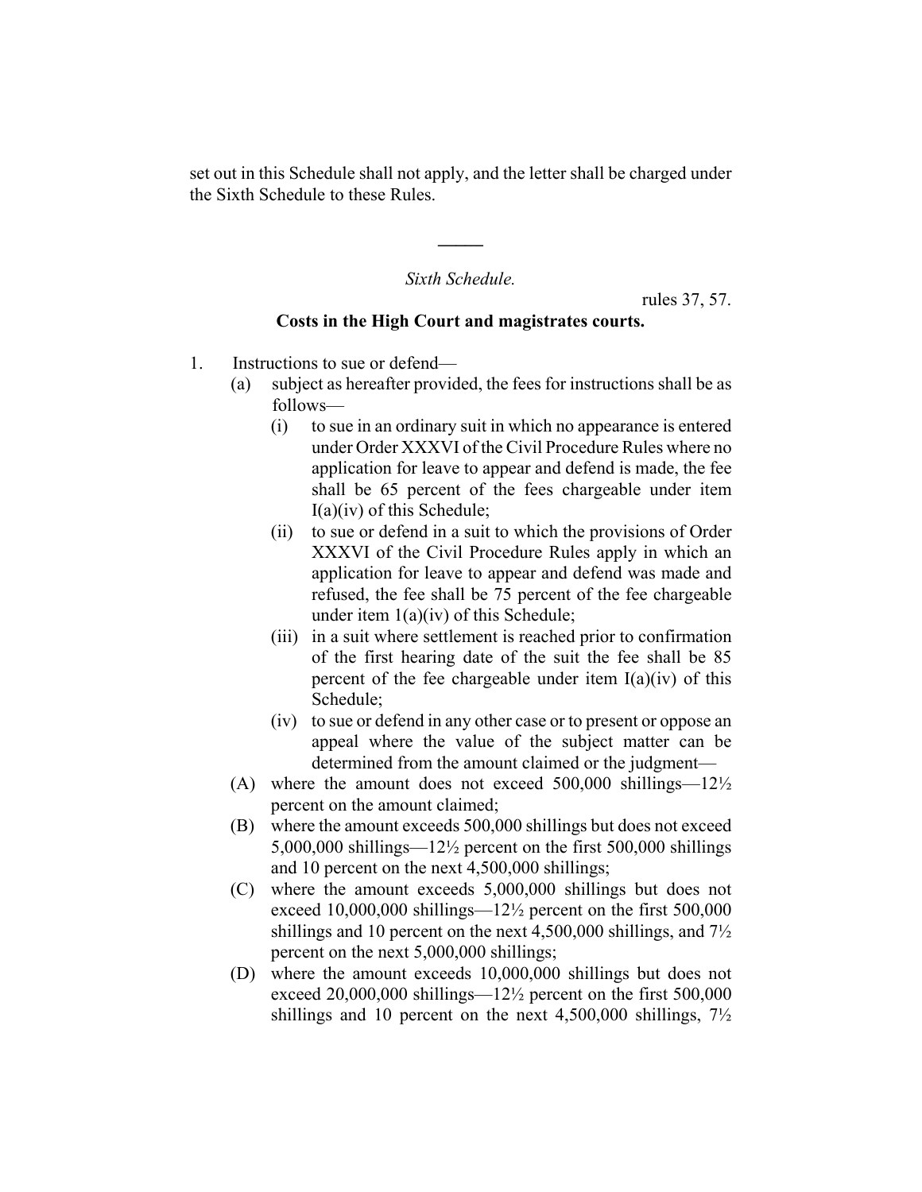set out in this Schedule shall not apply, and the letter shall be charged under the Sixth Schedule to these Rules.

---

*Sixth Schedule.*

rules 37, 57.

**Costs in the High Court and magistrates courts.**

1. Instructions to sue or defend—
   - (a) subject as hereafter provided, the fees for instructions shall be as follows—
     - (i) to sue in an ordinary suit in which no appearance is entered under Order XXXVI of the Civil Procedure Rules where no application for leave to appear and defend is made, the fee shall be 65 percent of the fees chargeable under item I(a)(iv) of this Schedule;
     - (ii) to sue or defend in a suit to which the provisions of Order XXXVI of the Civil Procedure Rules apply in which an application for leave to appear and defend was made and refused, the fee shall be 75 percent of the fee chargeable under item 1(a)(iv) of this Schedule;
     - (iii) in a suit where settlement is reached prior to confirmation of the first hearing date of the suit the fee shall be 85 percent of the fee chargeable under item I(a)(iv) of this Schedule;
     - (iv) to sue or defend in any other case or to present or oppose an appeal where the value of the subject matter can be determined from the amount claimed or the judgment—
   - (A) where the amount does not exceed 500,000 shillings—12½ percent on the amount claimed;
   - (B) where the amount exceeds 500,000 shillings but does not exceed 5,000,000 shillings—12½ percent on the first 500,000 shillings and 10 percent on the next 4,500,000 shillings;
   - (C) where the amount exceeds 5,000,000 shillings but does not exceed 10,000,000 shillings—12½ percent on the first 500,000 shillings and 10 percent on the next 4,500,000 shillings, and 7½ percent on the next 5,000,000 shillings;
   - (D) where the amount exceeds 10,000,000 shillings but does not exceed 20,000,000 shillings—12½ percent on the first 500,000 shillings and 10 percent on the next 4,500,000 shillings, 7½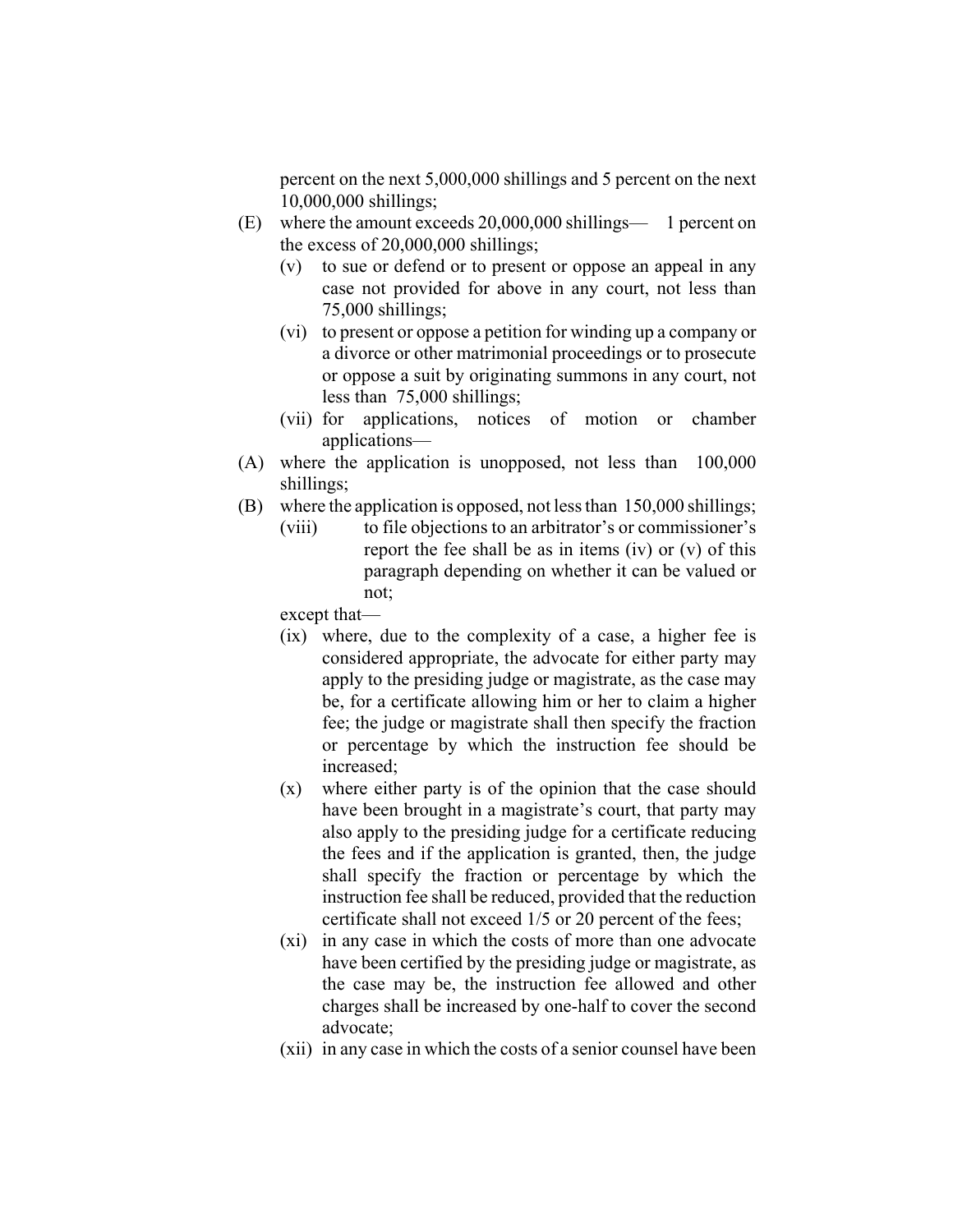percent on the next 5,000,000 shillings and 5 percent on the next 10,000,000 shillings;

(E) where the amount exceeds 20,000,000 shillings— 1 percent on the excess of 20,000,000 shillings;

(v) to sue or defend or to present or oppose an appeal in any case not provided for above in any court, not less than 75,000 shillings;

(vi) to present or oppose a petition for winding up a company or a divorce or other matrimonial proceedings or to prosecute or oppose a suit by originating summons in any court, not less than 75,000 shillings;

(vii) for applications, notices of motion or chamber applications—

(A) where the application is unopposed, not less than 100,000 shillings;

(B) where the application is opposed, not less than 150,000 shillings;

(viii) to file objections to an arbitrator's or commissioner's report the fee shall be as in items (iv) or (v) of this paragraph depending on whether it can be valued or not;

except that—

(ix) where, due to the complexity of a case, a higher fee is considered appropriate, the advocate for either party may apply to the presiding judge or magistrate, as the case may be, for a certificate allowing him or her to claim a higher fee; the judge or magistrate shall then specify the fraction or percentage by which the instruction fee should be increased;

(x) where either party is of the opinion that the case should have been brought in a magistrate's court, that party may also apply to the presiding judge for a certificate reducing the fees and if the application is granted, then, the judge shall specify the fraction or percentage by which the instruction fee shall be reduced, provided that the reduction certificate shall not exceed 1/5 or 20 percent of the fees;

(xi) in any case in which the costs of more than one advocate have been certified by the presiding judge or magistrate, as the case may be, the instruction fee allowed and other charges shall be increased by one-half to cover the second advocate;

(xii) in any case in which the costs of a senior counsel have been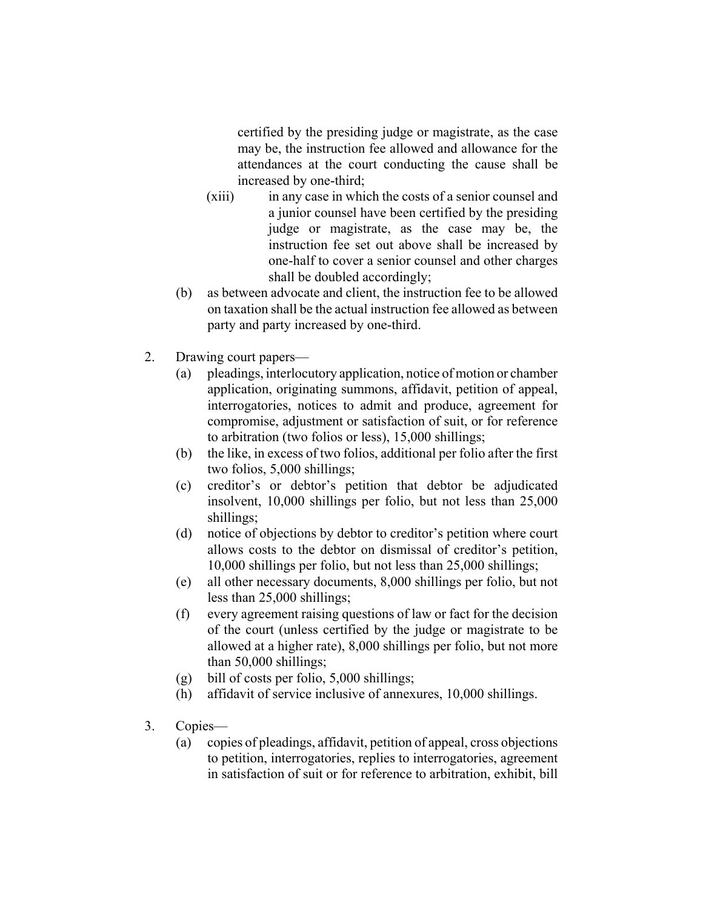certified by the presiding judge or magistrate, as the case may be, the instruction fee allowed and allowance for the attendances at the court conducting the cause shall be increased by one-third;

(xiii) in any case in which the costs of a senior counsel and a junior counsel have been certified by the presiding judge or magistrate, as the case may be, the instruction fee set out above shall be increased by one-half to cover a senior counsel and other charges shall be doubled accordingly;

(b) as between advocate and client, the instruction fee to be allowed on taxation shall be the actual instruction fee allowed as between party and party increased by one-third.

2. Drawing court papers—

(a) pleadings, interlocutory application, notice of motion or chamber application, originating summons, affidavit, petition of appeal, interrogatories, notices to admit and produce, agreement for compromise, adjustment or satisfaction of suit, or for reference to arbitration (two folios or less), 15,000 shillings;

(b) the like, in excess of two folios, additional per folio after the first two folios, 5,000 shillings;

(c) creditor's or debtor's petition that debtor be adjudicated insolvent, 10,000 shillings per folio, but not less than 25,000 shillings;

(d) notice of objections by debtor to creditor's petition where court allows costs to the debtor on dismissal of creditor's petition, 10,000 shillings per folio, but not less than 25,000 shillings;

(e) all other necessary documents, 8,000 shillings per folio, but not less than 25,000 shillings;

(f) every agreement raising questions of law or fact for the decision of the court (unless certified by the judge or magistrate to be allowed at a higher rate), 8,000 shillings per folio, but not more than 50,000 shillings;

(g) bill of costs per folio, 5,000 shillings;

(h) affidavit of service inclusive of annexures, 10,000 shillings.

3. Copies—

(a) copies of pleadings, affidavit, petition of appeal, cross objections to petition, interrogatories, replies to interrogatories, agreement in satisfaction of suit or for reference to arbitration, exhibit, bill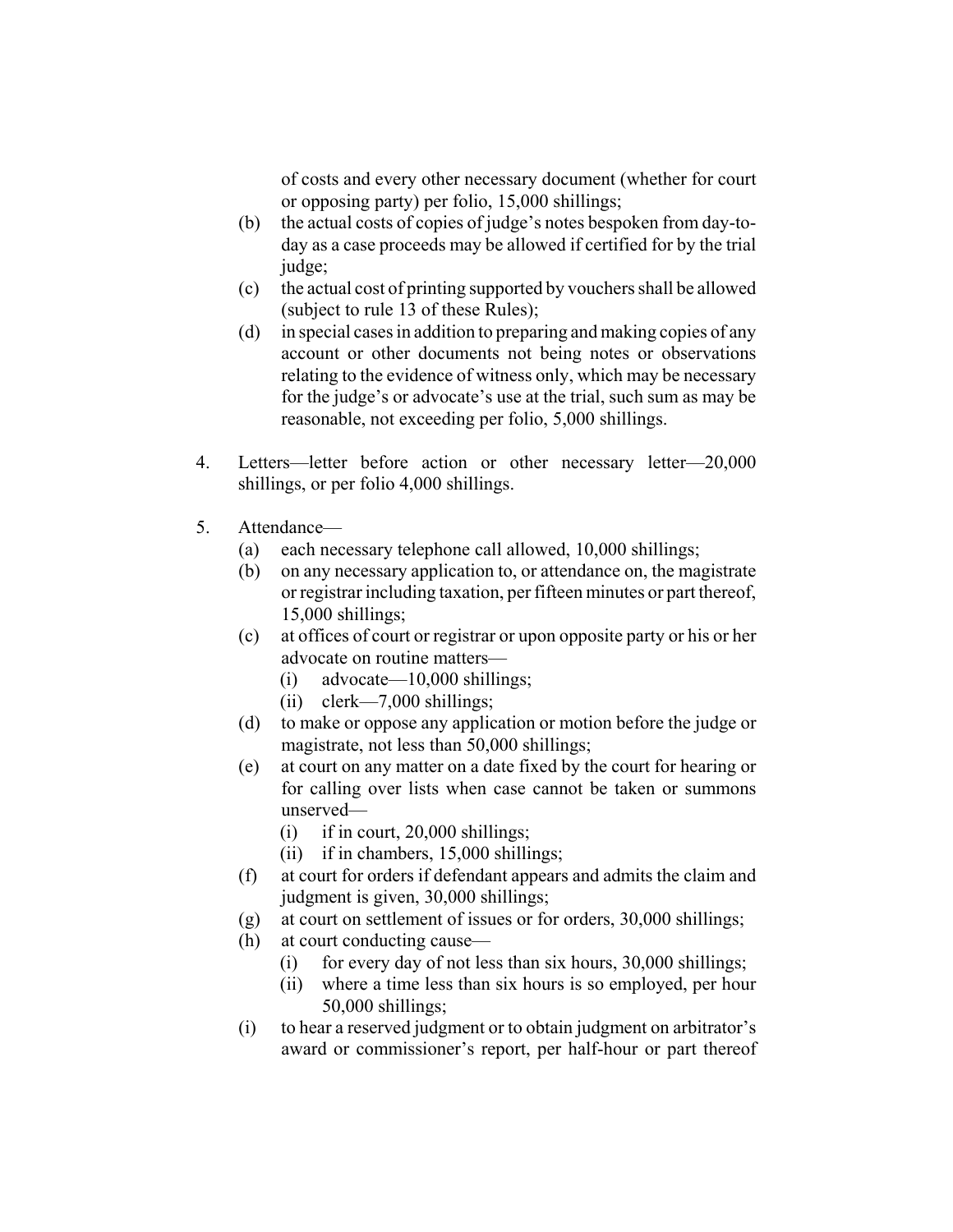of costs and every other necessary document (whether for court or opposing party) per folio, 15,000 shillings;

(b) the actual costs of copies of judge's notes bespoken from day-to-day as a case proceeds may be allowed if certified for by the trial judge;

(c) the actual cost of printing supported by vouchers shall be allowed (subject to rule 13 of these Rules);

(d) in special cases in addition to preparing and making copies of any account or other documents not being notes or observations relating to the evidence of witness only, which may be necessary for the judge's or advocate's use at the trial, such sum as may be reasonable, not exceeding per folio, 5,000 shillings.

4. Letters—letter before action or other necessary letter—20,000 shillings, or per folio 4,000 shillings.

5. Attendance—

(a) each necessary telephone call allowed, 10,000 shillings;

(b) on any necessary application to, or attendance on, the magistrate or registrar including taxation, per fifteen minutes or part thereof, 15,000 shillings;

(c) at offices of court or registrar or upon opposite party or his or her advocate on routine matters—

 (i) advocate—10,000 shillings;

 (ii) clerk—7,000 shillings;

(d) to make or oppose any application or motion before the judge or magistrate, not less than 50,000 shillings;

(e) at court on any matter on a date fixed by the court for hearing or for calling over lists when case cannot be taken or summons unserved—

 (i) if in court, 20,000 shillings;

 (ii) if in chambers, 15,000 shillings;

(f) at court for orders if defendant appears and admits the claim and judgment is given, 30,000 shillings;

(g) at court on settlement of issues or for orders, 30,000 shillings;

(h) at court conducting cause—

 (i) for every day of not less than six hours, 30,000 shillings;

 (ii) where a time less than six hours is so employed, per hour 50,000 shillings;

(i) to hear a reserved judgment or to obtain judgment on arbitrator's award or commissioner's report, per half-hour or part thereof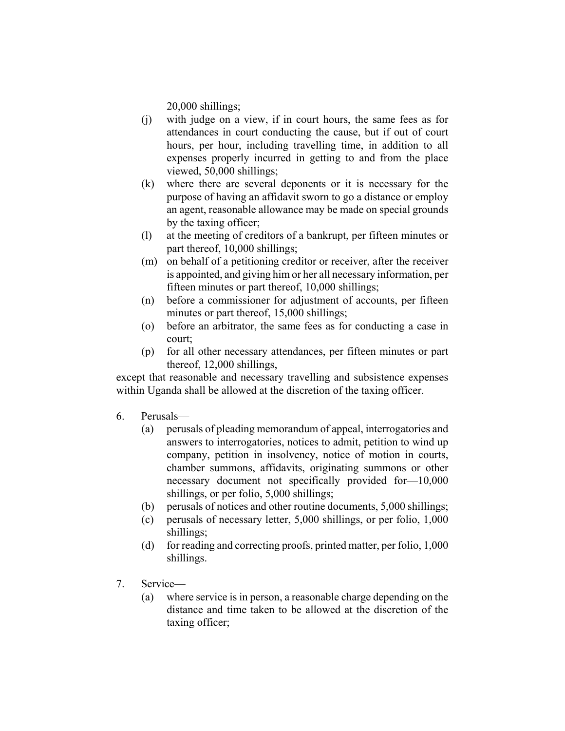20,000 shillings;

(j) with judge on a view, if in court hours, the same fees as for attendances in court conducting the cause, but if out of court hours, per hour, including travelling time, in addition to all expenses properly incurred in getting to and from the place viewed, 50,000 shillings;

(k) where there are several deponents or it is necessary for the purpose of having an affidavit sworn to go a distance or employ an agent, reasonable allowance may be made on special grounds by the taxing officer;

(l) at the meeting of creditors of a bankrupt, per fifteen minutes or part thereof, 10,000 shillings;

(m) on behalf of a petitioning creditor or receiver, after the receiver is appointed, and giving him or her all necessary information, per fifteen minutes or part thereof, 10,000 shillings;

(n) before a commissioner for adjustment of accounts, per fifteen minutes or part thereof, 15,000 shillings;

(o) before an arbitrator, the same fees as for conducting a case in court;

(p) for all other necessary attendances, per fifteen minutes or part thereof, 12,000 shillings,

except that reasonable and necessary travelling and subsistence expenses within Uganda shall be allowed at the discretion of the taxing officer.

6. Perusals—

(a) perusals of pleading memorandum of appeal, interrogatories and answers to interrogatories, notices to admit, petition to wind up company, petition in insolvency, notice of motion in courts, chamber summons, affidavits, originating summons or other necessary document not specifically provided for—10,000 shillings, or per folio, 5,000 shillings;

(b) perusals of notices and other routine documents, 5,000 shillings;

(c) perusals of necessary letter, 5,000 shillings, or per folio, 1,000 shillings;

(d) for reading and correcting proofs, printed matter, per folio, 1,000 shillings.

7. Service—

(a) where service is in person, a reasonable charge depending on the distance and time taken to be allowed at the discretion of the taxing officer;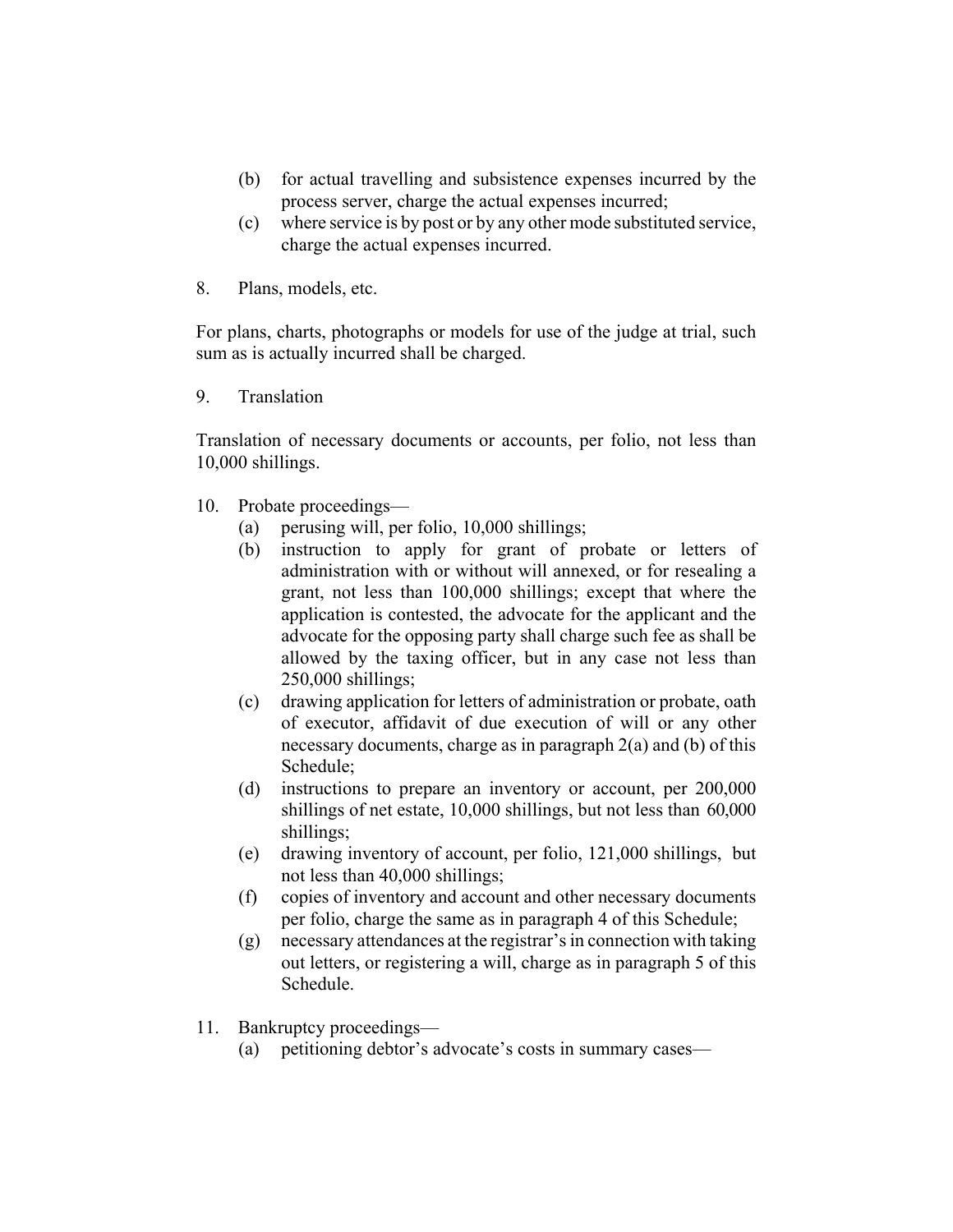(b) for actual travelling and subsistence expenses incurred by the process server, charge the actual expenses incurred;

(c) where service is by post or by any other mode substituted service, charge the actual expenses incurred.

8. Plans, models, etc.

For plans, charts, photographs or models for use of the judge at trial, such sum as is actually incurred shall be charged.

9. Translation

Translation of necessary documents or accounts, per folio, not less than 10,000 shillings.

10. Probate proceedings—

(a) perusing will, per folio, 10,000 shillings;

(b) instruction to apply for grant of probate or letters of administration with or without will annexed, or for resealing a grant, not less than 100,000 shillings; except that where the application is contested, the advocate for the applicant and the advocate for the opposing party shall charge such fee as shall be allowed by the taxing officer, but in any case not less than 250,000 shillings;

(c) drawing application for letters of administration or probate, oath of executor, affidavit of due execution of will or any other necessary documents, charge as in paragraph 2(a) and (b) of this Schedule;

(d) instructions to prepare an inventory or account, per 200,000 shillings of net estate, 10,000 shillings, but not less than 60,000 shillings;

(e) drawing inventory of account, per folio, 121,000 shillings, but not less than 40,000 shillings;

(f) copies of inventory and account and other necessary documents per folio, charge the same as in paragraph 4 of this Schedule;

(g) necessary attendances at the registrar's in connection with taking out letters, or registering a will, charge as in paragraph 5 of this Schedule.

11. Bankruptcy proceedings—

(a) petitioning debtor's advocate's costs in summary cases—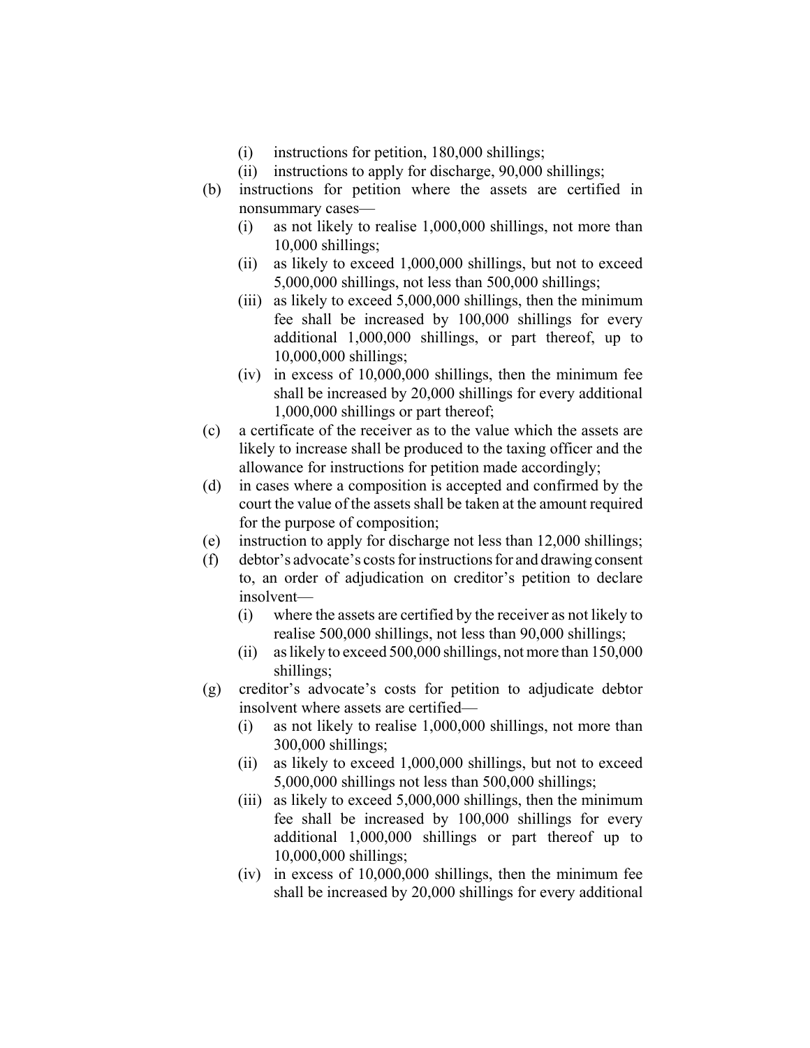(i) instructions for petition, 180,000 shillings;

(ii) instructions to apply for discharge, 90,000 shillings;

(b) instructions for petition where the assets are certified in nonsummary cases—

(i) as not likely to realise 1,000,000 shillings, not more than 10,000 shillings;

(ii) as likely to exceed 1,000,000 shillings, but not to exceed 5,000,000 shillings, not less than 500,000 shillings;

(iii) as likely to exceed 5,000,000 shillings, then the minimum fee shall be increased by 100,000 shillings for every additional 1,000,000 shillings, or part thereof, up to 10,000,000 shillings;

(iv) in excess of 10,000,000 shillings, then the minimum fee shall be increased by 20,000 shillings for every additional 1,000,000 shillings or part thereof;

(c) a certificate of the receiver as to the value which the assets are likely to increase shall be produced to the taxing officer and the allowance for instructions for petition made accordingly;

(d) in cases where a composition is accepted and confirmed by the court the value of the assets shall be taken at the amount required for the purpose of composition;

(e) instruction to apply for discharge not less than 12,000 shillings;

(f) debtor's advocate's costs for instructions for and drawing consent to, an order of adjudication on creditor's petition to declare insolvent—

(i) where the assets are certified by the receiver as not likely to realise 500,000 shillings, not less than 90,000 shillings;

(ii) as likely to exceed 500,000 shillings, not more than 150,000 shillings;

(g) creditor's advocate's costs for petition to adjudicate debtor insolvent where assets are certified—

(i) as not likely to realise 1,000,000 shillings, not more than 300,000 shillings;

(ii) as likely to exceed 1,000,000 shillings, but not to exceed 5,000,000 shillings not less than 500,000 shillings;

(iii) as likely to exceed 5,000,000 shillings, then the minimum fee shall be increased by 100,000 shillings for every additional 1,000,000 shillings or part thereof up to 10,000,000 shillings;

(iv) in excess of 10,000,000 shillings, then the minimum fee shall be increased by 20,000 shillings for every additional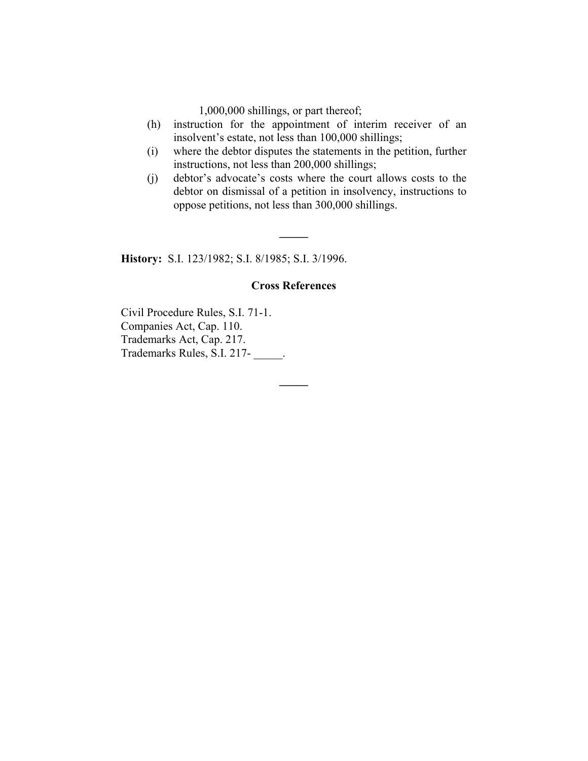1,000,000 shillings, or part thereof;

(h) instruction for the appointment of interim receiver of an insolvent's estate, not less than 100,000 shillings;

(i) where the debtor disputes the statements in the petition, further instructions, not less than 200,000 shillings;

(j) debtor's advocate's costs where the court allows costs to the debtor on dismissal of a petition in insolvency, instructions to oppose petitions, not less than 300,000 shillings.

---

**History:** S.I. 123/1982; S.I. 8/1985; S.I. 3/1996.

**Cross References**

Civil Procedure Rules, S.I. 71-1.
Companies Act, Cap. 110.
Trademarks Act, Cap. 217.
Trademarks Rules, S.I. 217- _____.

---